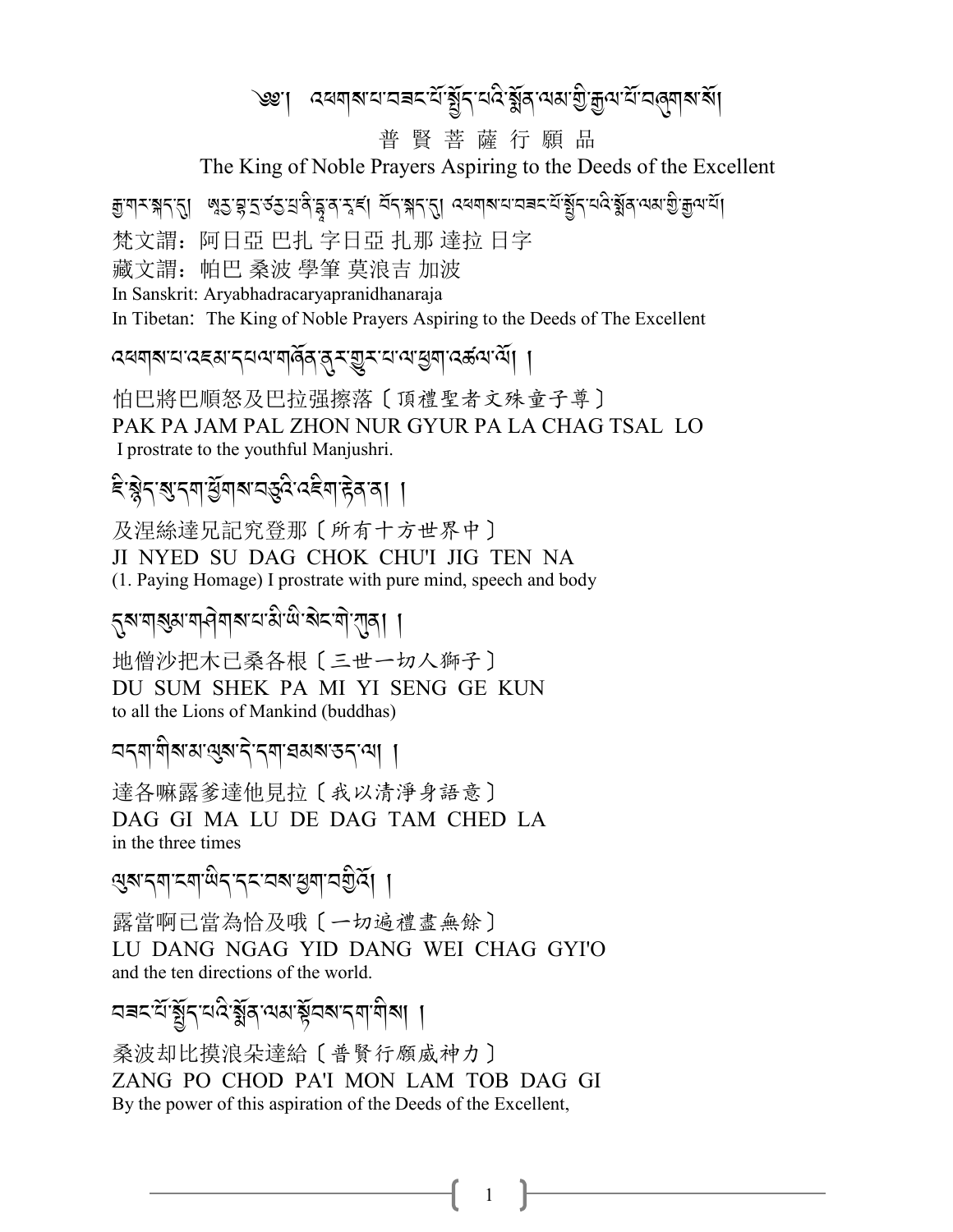# ༄༅། འཕགས་པ་བཟང་པོ་སྤྱོད་པའི་སྨོན་ལམ་གྱི་རྒྱལ་པོ་བཞུགས་སོ།

普 賢 菩 薩 行 願 品

The King of Noble Prayers Aspiring to the Deeds of the Excellent

རྒྱ་གར་སྐད་དུ། ཨཱརྱ་བྷ་དྲ་ཙརྱ་པྲ་ཎི་དྷཱ་ན་རཱ་ཛ། བོད་སྐད་དུ། འཕགས་པ་བཟང་པོ་སྤྱོད་པའི་སྨོན་ལམ་གྱི་རྒྱལ་པོ།

梵文謂：阿日亞 巴扎 字日亞 扎那 達拉 日字

藏文謂：帕巴 桑波 學筆 莫浪吉 加波

In Sanskrit: Aryabhadracaryapranidhanaraja

In Tibetan: The King of Noble Prayers Aspiring to the Deeds of The Excellent

འཕགས་པ་འཇམ་དཔལ་གཞོན་ནུར་གྱུར་པ་ལ་ཕྱག་འཚལ་ལོ། །

怕巴將巴順怒及巴拉强擦落〔頂禮聖者文殊童子尊〕

PAK PA JAM PAL ZHON NUR GYUR PA LA CHAG TSAL LO

I prostrate to the youthful Manjushri.

ཇི་སྙེད་སུ་དག་ཕྱོགས་བཅུའི་འཇིག་རྟེན་ན། །

及涅絲達兄記究登那〔所有十方世界中〕

JI NYED SU DAG CHOK CHU'I JIG TEN NA

(1. Paying Homage) I prostrate with pure mind, speech and body

དུས་གསུམ་གཤེགས་པ་མི་ཡི་སེང་གེ་ཀུན། །

地僧沙把木已桑各根〔三世一切人獅子〕

DU SUM SHEK PA MI YI SENG GE KUN

to all the Lions of Mankind (buddhas)

བདག་གིས་མ་ལུས་དེ་དག་ཐམས་ཅད་ལ། །

達各嘛露爹達他見拉〔我以清淨身語意〕

DAG GI MA LU DE DAG TAM CHED LA

in the three times

ལུས་དག་ངག་ཡིད་དང་བས་ཕྱག་བགྱིའོ། །

露當啊已當為恰及哦〔一切遍禮盡無餘〕

LU DANG NGAG YID DANG WEI CHAG GYI'O

and the ten directions of the world.

བཟང་པོ་སྤྱོད་པའི་སྨོན་ལམ་སྟོབས་དག་གིས། །

桑波却比摸浪朵達給〔普賢行願威神力〕

ZANG PO CHOD PA'I MON LAM TOB DAG GI

By the power of this aspiration of the Deeds of the Excellent,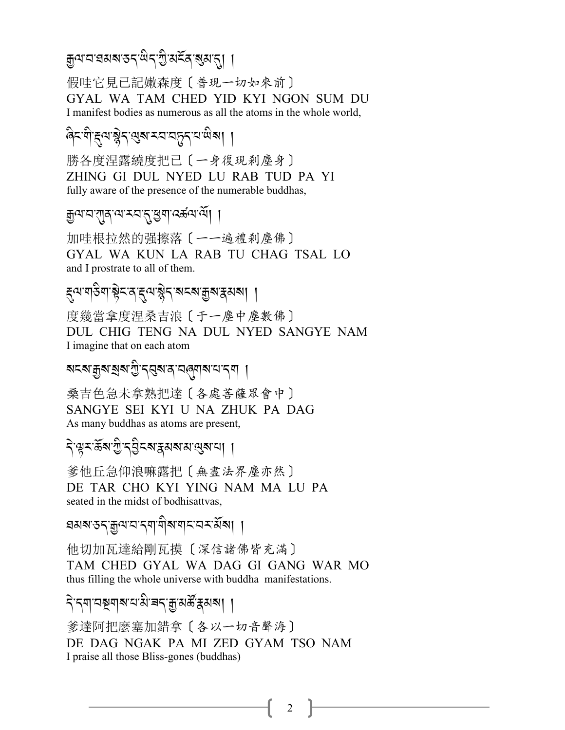རྒྱལ་བ་ཐམས་ཅད་ཡིད་ཀྱི་མངོན་སུམ་དུ། །

假哇它見已記嫩森度〔普現一切如來前〕
GYAL WA TAM CHED YID KYI NGON SUM DU
I manifest bodies as numerous as all the atoms in the whole world,

ཞིང་གི་རྡུལ་སྙེད་ལུས་རབ་བཏུད་པ་ཡིས། །

勝各度涅露繞度把已〔一身復現剎塵身〕
ZHING GI DUL NYED LU RAB TUD PA YI
fully aware of the presence of the numerable buddhas,

རྒྱལ་བ་ཀུན་ལ་རབ་ཏུ་ཕྱག་འཚལ་ལོ། །

加哇根拉然的强擦落〔一一遍禮剎塵佛〕
GYAL WA KUN LA RAB TU CHAG TSAL LO
and I prostrate to all of them.

རྡུལ་གཅིག་སྟེང་ན་རྡུལ་སྙེད་སངས་རྒྱས་རྣམས། །

度幾當拿度涅桑吉浪〔于一塵中塵數佛〕
DUL CHIG TENG NA DUL NYED SANGYE NAM
I imagine that on each atom

སངས་རྒྱས་སྲས་ཀྱི་དབུས་ན་བཞུགས་པ་དག །

桑吉色急未拿熟把達〔各處菩薩眾會中〕
SANGYE SEI KYI U NA ZHUK PA DAG
As many buddhas as atoms are present,

དེ་ལྟར་ཆོས་ཀྱི་དབྱིངས་རྣམས་མ་ལུས་པ། །

爹他丘急仰浪嘛露把〔無盡法界塵亦然〕
DE TAR CHO KYI YING NAM MA LU PA
seated in the midst of bodhisattvas,

ཐམས་ཅད་རྒྱལ་བ་དག་གིས་གང་བར་མོས། །

他切加瓦達給剛瓦摸〔深信諸佛皆充滿〕
TAM CHED GYAL WA DAG GI GANG WAR MO
thus filling the whole universe with buddha manifestations.

དེ་དག་བསྔགས་པ་མི་ཟད་རྒྱ་མཚོ་རྣམས། །

爹達阿把麼塞加錯拿〔各以一切音聲海〕
DE DAG NGAK PA MI ZED GYAM TSO NAM
I praise all those Bliss-gones (buddhas)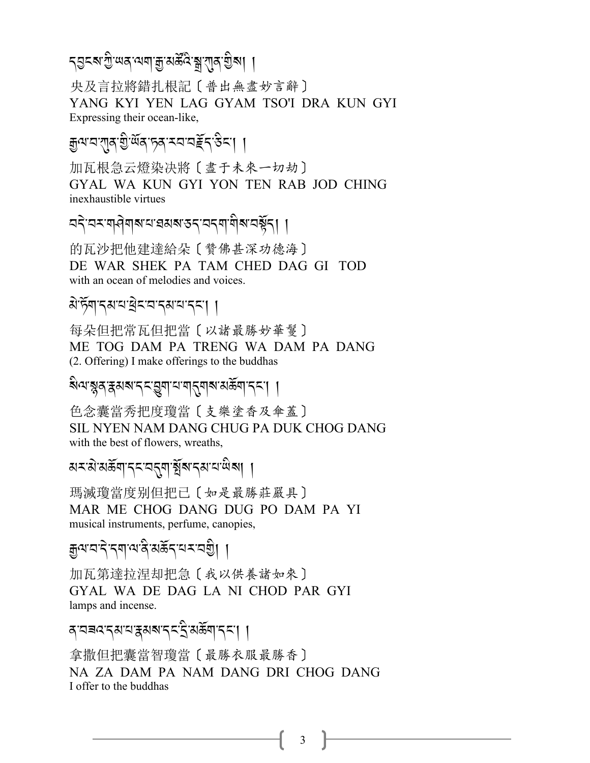དབྱངས་ཀྱི་ཡན་ལག་རྒྱ་མཚོའི་སྒྲ་ཀུན་གྱིས། །

央及言拉將錯扎根記〔普出無盡妙言辭〕
YANG KYI YEN LAG GYAM TSO'I DRA KUN GYI
Expressing their ocean-like,

རྒྱལ་བ་ཀུན་གྱི་ཡོན་ཏན་རབ་བརྗོད་ཅིང་། །

加瓦根急云燈染決將〔盡于未來一切劫〕
GYAL WA KUN GYI YON TEN RAB JOD CHING
inexhaustible virtues

བདེ་བར་གཤེགས་པ་ཐམས་ཅད་བདག་གིས་བསྟོད། །

的瓦沙把他建達給朵〔贊佛甚深功德海〕
DE WAR SHEK PA TAM CHED DAG GI TOD
with an ocean of melodies and voices.

མེ་ཏོག་དམ་པ་ཕྲེང་བ་དམ་པ་དང་། །

每朵但把常瓦但把當〔以諸最勝妙華鬘〕
ME TOG DAM PA TRENG WA DAM PA DANG
(2. Offering) I make offerings to the buddhas

སིལ་སྙན་རྣམས་དང་བྱུག་པ་གདུགས་མཆོག་དང་། །

色念囊當秀把度瓊當〔支樂塗香及傘蓋〕
SIL NYEN NAM DANG CHUG PA DUK CHOG DANG
with the best of flowers, wreaths,

མར་མེ་མཆོག་དང་བདུག་སྤོས་དམ་པ་ཡིས། །

瑪滅瓊當度別但把已〔如是最勝莊嚴具〕
MAR ME CHOG DANG DUG PO DAM PA YI
musical instruments, perfume, canopies,

རྒྱལ་བ་དེ་དག་ལ་ནི་མཆོད་པར་བགྱི། །

加瓦第達拉涅却把急〔我以供養諸如來〕
GYAL WA DE DAG LA NI CHOD PAR GYI
lamps and incense.

ན་བཟའ་དམ་པ་རྣམས་དང་དྲི་མཆོག་དང་། །

拿撒但把囊當智瓊當〔最勝衣服最勝香〕
NA ZA DAM PA NAM DANG DRI CHOG DANG
I offer to the buddhas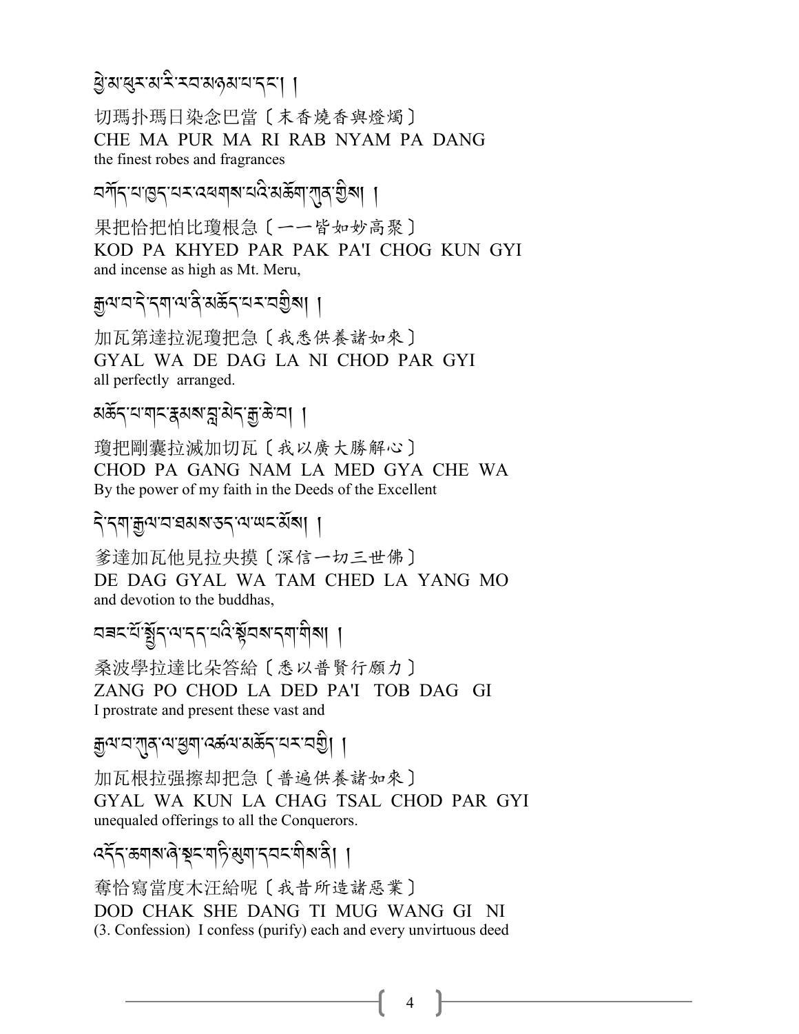ཕྱེ་མ་ཕུར་མ་རི་རབ་མཉམ་པ་དང་། །

切瑪扑瑪日染念巴當〔末香燒香與燈燭〕
CHE MA PUR MA RI RAB NYAM PA DANG
the finest robes and fragrances

བཀོད་པ་ཁྱད་པར་འཕགས་པའི་མཆོག་ཀུན་གྱིས། །

果把恰把怕比瓊根急〔一一皆如妙高聚〕
KOD PA KHYED PAR PAK PA'I CHOG KUN GYI
and incense as high as Mt. Meru,

རྒྱལ་བ་དེ་དག་ལ་ནི་མཆོད་པར་བགྱིས། །

加瓦第達拉泥瓊把急〔我悉供養諸如來〕
GYAL WA DE DAG LA NI CHOD PAR GYI
all perfectly arranged.

མཆོད་པ་གང་རྣམས་བླ་མེད་རྒྱ་ཆེ་བ། །

瓊把剛囊拉滅加切瓦〔我以廣大勝解心〕
CHOD PA GANG NAM LA MED GYA CHE WA
By the power of my faith in the Deeds of the Excellent

དེ་དག་རྒྱལ་བ་ཐམས་ཅད་ལ་ཡང་མོས། །

爹達加瓦他見拉央摸〔深信一切三世佛〕
DE DAG GYAL WA TAM CHED LA YANG MO
and devotion to the buddhas,

བཟང་པོ་སྤྱོད་ལ་དད་པའི་སྟོབས་དག་གིས། །

桑波學拉達比朵答給〔悉以普賢行願力〕
ZANG PO CHOD LA DED PA'I TOB DAG GI
I prostrate and present these vast and

རྒྱལ་བ་ཀུན་ལ་ཕྱག་འཚལ་མཆོད་པར་བགྱི། །

加瓦根拉强擦却把急〔普遍供養諸如來〕
GYAL WA KUN LA CHAG TSAL CHOD PAR GYI
unequaled offerings to all the Conquerors.

འདོད་ཆགས་ཞེ་སྡང་གཏི་མུག་དབང་གིས་ནི། །

奪恰寫當度木汪給呢〔我昔所造諸惡業〕
DOD CHAK SHE DANG TI MUG WANG GI NI
(3. Confession) I confess (purify) each and every unvirtuous deed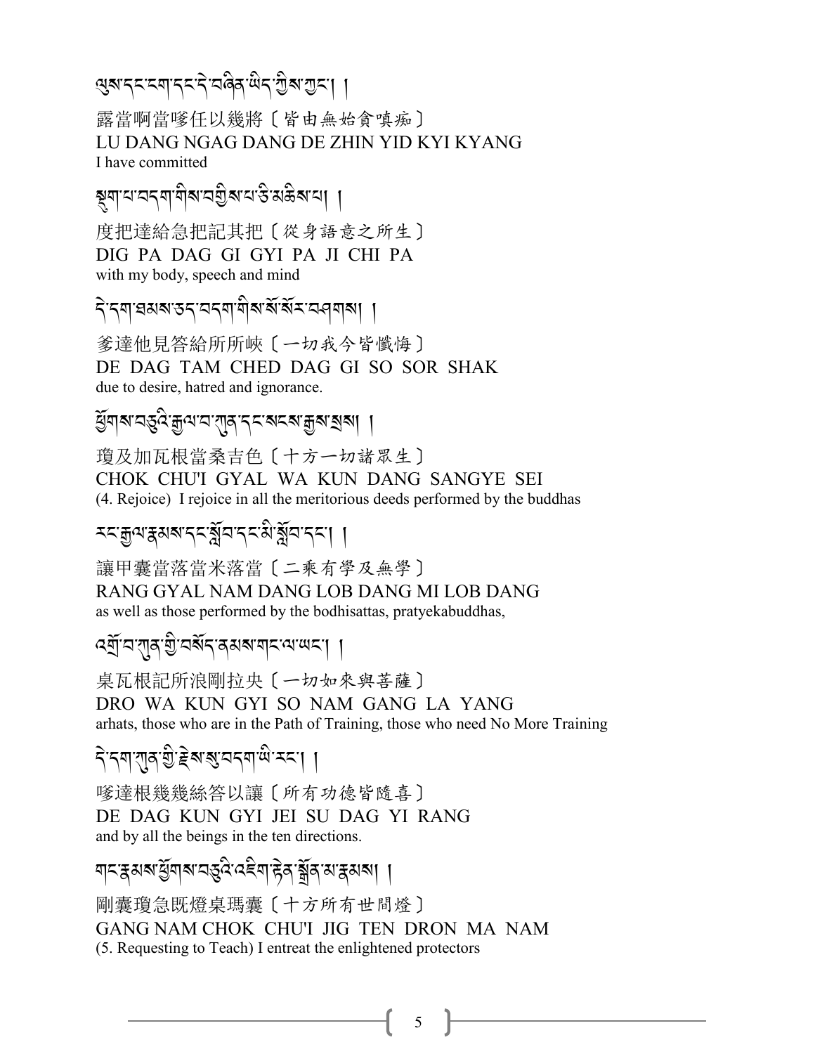ལུས་དང་ངག་དང་དེ་བཞིན་ཡིད་ཀྱིས་ཀྱང་། །

露當啊當嗲任以幾將〔皆由無始貪嗔痴〕

LU DANG NGAG DANG DE ZHIN YID KYI KYANG

I have committed

སྡིག་པ་བདག་གིས་བགྱིས་པ་ཅི་མཆིས་པ། །

度把達給急把記其把〔從身語意之所生〕

DIG PA DAG GI GYI PA JI CHI PA

with my body, speech and mind

དེ་དག་ཐམས་ཅད་བདག་གིས་སོ་སོར་བཤགས། །

爹達他見答給所所峽〔一切我今皆懺悔〕

DE DAG TAM CHED DAG GI SO SOR SHAK

due to desire, hatred and ignorance.

ཕྱོགས་བཅུའི་རྒྱལ་བ་ཀུན་དང་སངས་རྒྱས་སྲས། །

瓊及加瓦根當桑吉色〔十方一切諸眾生〕

CHOK CHU'I GYAL WA KUN DANG SANGYE SEI

(4. Rejoice) I rejoice in all the meritorious deeds performed by the buddhas

རང་རྒྱལ་རྣམས་དང་སློབ་དང་མི་སློབ་དང་། །

讓甲囊當落當米落當〔二乘有學及無學〕

RANG GYAL NAM DANG LOB DANG MI LOB DANG

as well as those performed by the bodhisattas, pratyekabuddhas,

འགྲོ་བ་ཀུན་གྱི་བསོད་ནམས་གང་ལ་ཡང་། །

桌瓦根記所浪剛拉央〔一切如來與菩薩〕

DRO WA KUN GYI SO NAM GANG LA YANG

arhats, those who are in the Path of Training, those who need No More Training

དེ་དག་ཀུན་གྱི་རྗེས་སུ་བདག་ཡི་རང་། །

嗲達根幾幾絲答以讓〔所有功德皆隨喜〕

DE DAG KUN GYI JEI SU DAG YI RANG

and by all the beings in the ten directions.

གང་རྣམས་ཕྱོགས་བཅུའི་འཇིག་རྟེན་སྒྲོན་མ་རྣམས། །

剛囊瓊急既燈桌瑪囊〔十方所有世間燈〕

GANG NAM CHOK CHU'I JIG TEN DRON MA NAM

(5. Requesting to Teach) I entreat the enlightened protectors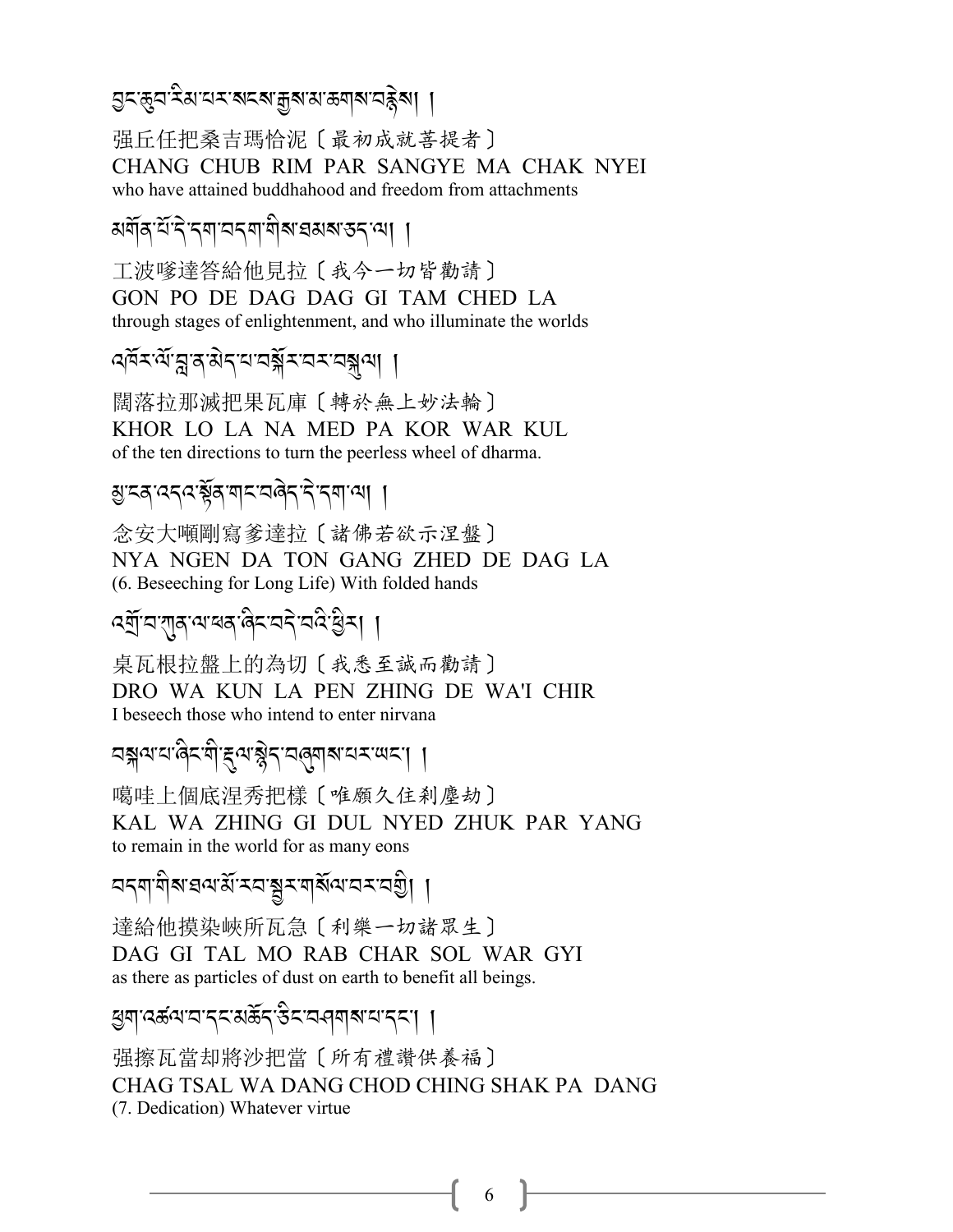བྱང་ཆུབ་རིམ་པར་སངས་རྒྱས་མ་ཆགས་བརྙེས། །

强丘任把桑吉瑪恰泥〔最初成就菩提者〕
CHANG CHUB RIM PAR SANGYE MA CHAK NYEI
who have attained buddhahood and freedom from attachments

མགོན་པོ་དེ་དག་བདག་གིས་ཐམས་ཅད་ལ། །

工波嗲達答給他見拉〔我今一切皆勸請〕
GON PO DE DAG DAG GI TAM CHED LA
through stages of enlightenment, and who illuminate the worlds

འཁོར་ལོ་བླ་ན་མེད་པ་བསྐོར་བར་བསྐུལ། །

闊落拉那滅把果瓦庫〔轉於無上妙法輪〕
KHOR LO LA NA MED PA KOR WAR KUL
of the ten directions to turn the peerless wheel of dharma.

མྱ་ངན་འདའ་སྟོན་གང་བཞེད་དེ་དག་ལ། །

念安大噸剛寫爹達拉〔諸佛若欲示涅盤〕
NYA NGEN DA TON GANG ZHED DE DAG LA
(6. Beseeching for Long Life) With folded hands

འགྲོ་བ་ཀུན་ལ་ཕན་ཞིང་བདེ་བའི་ཕྱིར། །

桌瓦根拉盤上的為切〔我悉至誠而勸請〕
DRO WA KUN LA PEN ZHING DE WA'I CHIR
I beseech those who intend to enter nirvana

བསྐལ་པ་ཞིང་གི་རྡུལ་སྙེད་བཞུགས་པར་ཡང་། །

噶哇上個底涅秀把樣〔唯願久住剎塵劫〕
KAL WA ZHING GI DUL NYED ZHUK PAR YANG
to remain in the world for as many eons

བདག་གིས་ཐལ་མོ་རབ་སྦྱར་གསོལ་བར་བགྱི། །

達給他摸染峽所瓦急〔利樂一切諸眾生〕
DAG GI TAL MO RAB CHAR SOL WAR GYI
as there as particles of dust on earth to benefit all beings.

ཕྱག་འཚལ་བ་དང་མཆོད་ཅིང་བཤགས་པ་དང་། །

强擦瓦當却將沙把當〔所有禮讚供養福〕
CHAG TSAL WA DANG CHOD CHING SHAK PA DANG
(7. Dedication) Whatever virtue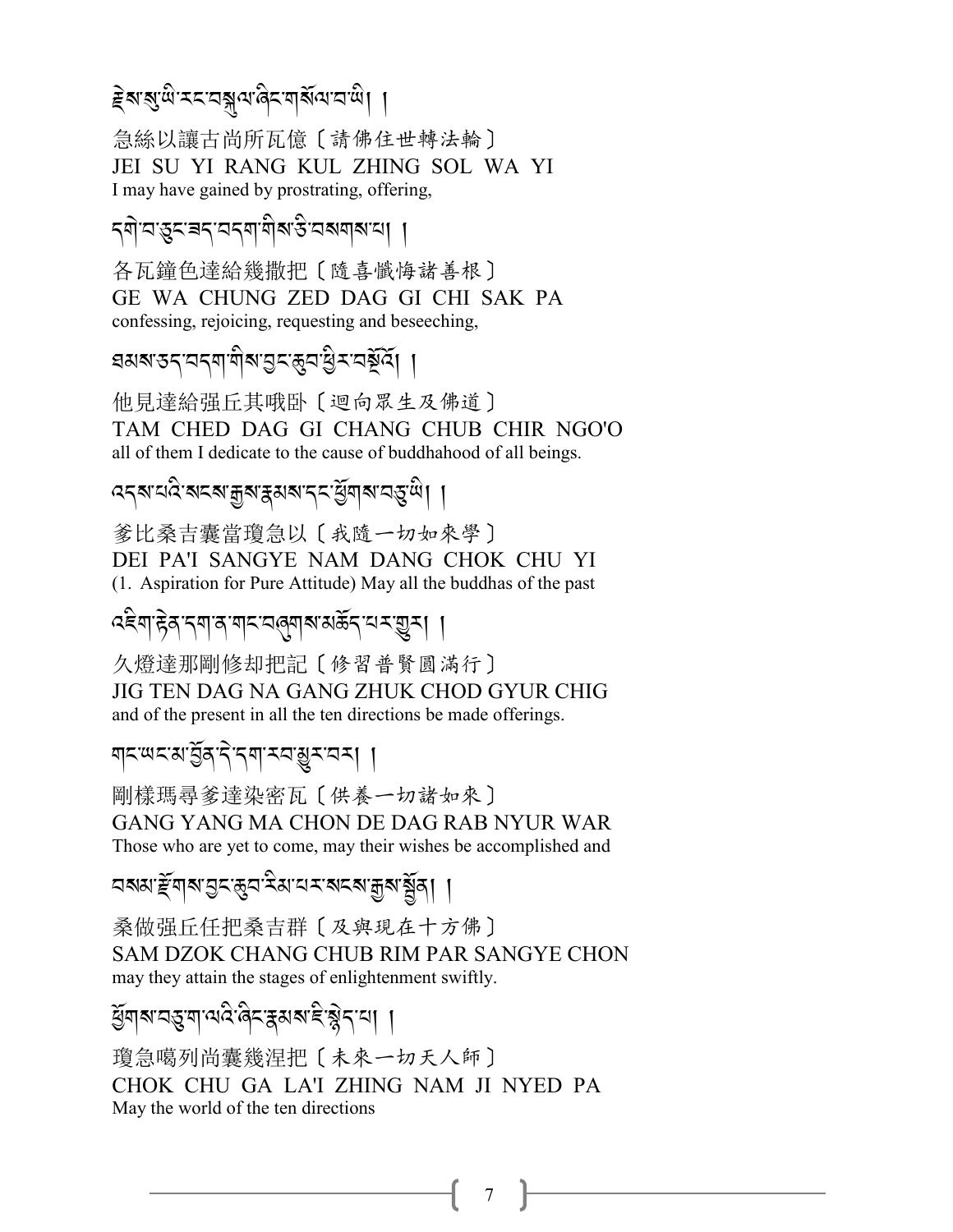ཇེས་སུ་ཡི་རང་བསྐུལ་ཞིང་གསོལ་བ་ཡི། །

急絲以讓古尚所瓦億〔請佛住世轉法輪〕
JEI SU YI RANG KUL ZHING SOL WA YI
I may have gained by prostrating, offering,

དགེ་བ་ཅུང་ཟད་བདག་གིས་ཅི་བསགས་པ། །

各瓦鐘色達給幾撒把〔隨喜懺悔諸善根〕
GE WA CHUNG ZED DAG GI CHI SAK PA
confessing, rejoicing, requesting and beseeching,

ཐམས་ཅད་བདག་གིས་བྱང་ཆུབ་ཕྱིར་བསྔོའོ། །

他見達給强丘其哦卧〔迴向眾生及佛道〕
TAM CHED DAG GI CHANG CHUB CHIR NGO'O
all of them I dedicate to the cause of buddhahood of all beings.

འདས་པའི་སངས་རྒྱས་རྣམས་དང་ཕྱོགས་བཅུ་ཡི། །

爹比桑吉囊當瓊急以〔我隨一切如來學〕
DEI PA'I SANGYE NAM DANG CHOK CHU YI
(1. Aspiration for Pure Attitude) May all the buddhas of the past

འཇིག་རྟེན་དག་ན་གང་བཞུགས་མཆོད་པར་གྱུར། །

久燈達那剛修却把記〔修習普賢圓滿行〕
JIG TEN DAG NA GANG ZHUK CHOD GYUR CHIG
and of the present in all the ten directions be made offerings.

གང་ཡང་མ་བྱོན་དེ་དག་རབ་མྱུར་བར། །

剛樣瑪尋爹達染密瓦〔供養一切諸如來〕
GANG YANG MA CHON DE DAG RAB NYUR WAR
Those who are yet to come, may their wishes be accomplished and

བསམ་རྫོགས་བྱང་ཆུབ་རིམ་པར་སངས་རྒྱས་སྤྱོན། །

桑做强丘任把桑吉群〔及與現在十方佛〕
SAM DZOK CHANG CHUB RIM PAR SANGYE CHON
may they attain the stages of enlightenment swiftly.

ཕྱོགས་བཅུ་ག་ལའི་ཞིང་རྣམས་ཇི་སྙེད་པ། །

瓊急噶列尚囊幾涅把〔未來一切天人師〕
CHOK CHU GA LA'I ZHING NAM JI NYED PA
May the world of the ten directions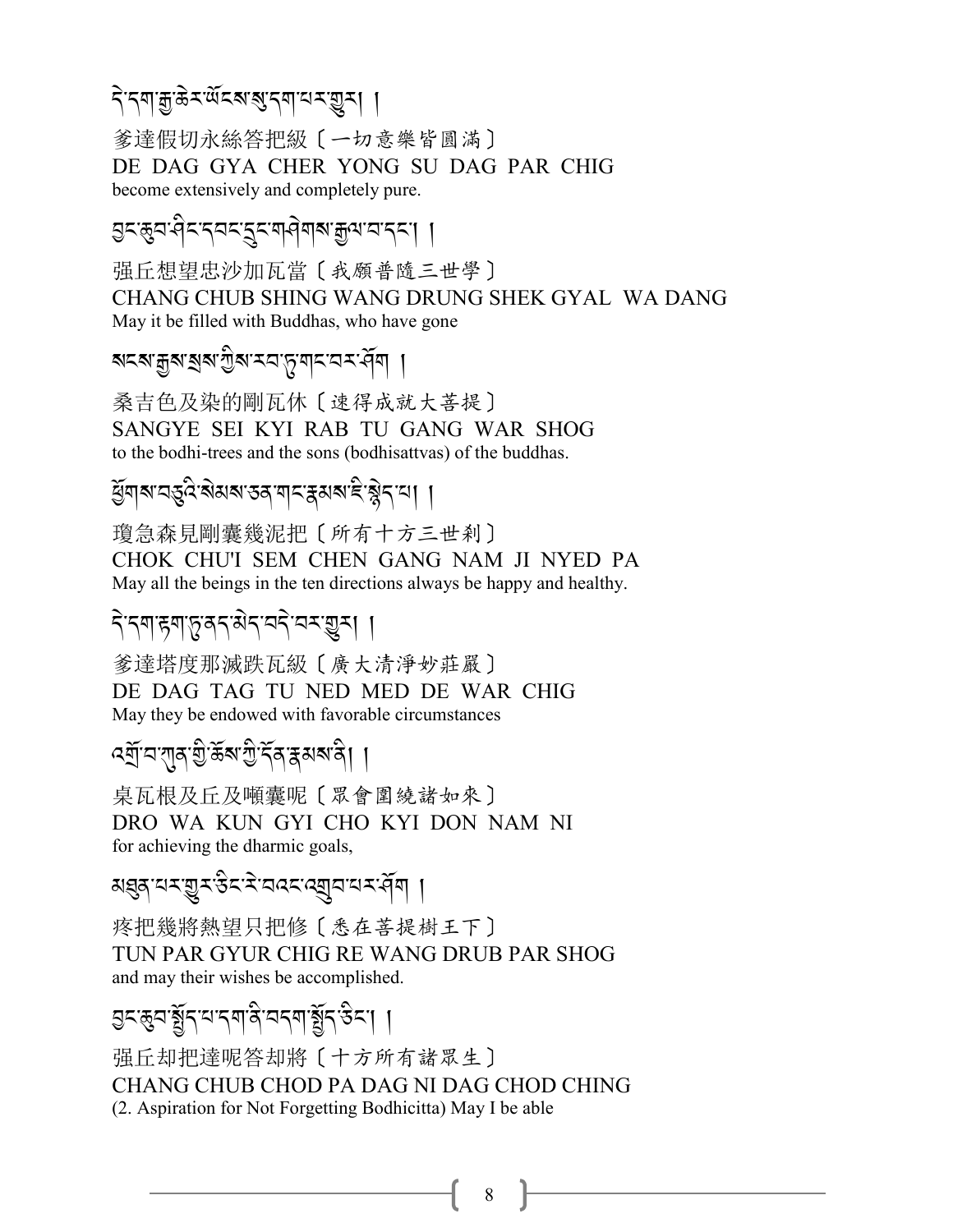དེ་དག་རྒྱ་ཆེར་ཡོངས་སུ་དག་པར་ཤོག །

爹達假切永絲答把級〔一切意樂皆圓滿〕

DE DAG GYA CHER YONG SU DAG PAR CHIG

become extensively and completely pure.

བྱང་ཆུབ་ཤིང་དབང་དྲུང་གཤེགས་རྒྱལ་བ་དང་། །

强丘想望忠沙加瓦當〔我願普隨三世學〕

CHANG CHUB SHING WANG DRUNG SHEK GYAL WA DANG

May it be filled with Buddhas, who have gone

སངས་རྒྱས་སྲས་ཀྱིས་རབ་ཏུ་གང་བར་ཤོག །

桑吉色及染的剛瓦休〔速得成就大菩提〕

SANGYE SEI KYI RAB TU GANG WAR SHOG

to the bodhi-trees and the sons (bodhisattvas) of the buddhas.

ཕྱོགས་བཅུའི་སེམས་ཅན་གང་རྣམས་ཇི་སྙེད་པ། །

瓊急森見剛囊幾泥把〔所有十方三世剎〕

CHOK CHU'I SEM CHEN GANG NAM JI NYED PA

May all the beings in the ten directions always be happy and healthy.

དེ་དག་རྟག་ཏུ་ནད་མེད་བདེ་བར་གྱུར། །

爹達塔度那滅跌瓦級〔廣大清淨妙莊嚴〕

DE DAG TAG TU NED MED DE WAR CHIG

May they be endowed with favorable circumstances

འགྲོ་བ་ཀུན་གྱི་ཆོས་ཀྱི་དོན་རྣམས་ནི། །

桌瓦根及丘及噸囊呢〔眾會圍繞諸如來〕

DRO WA KUN GYI CHO KYI DON NAM NI

for achieving the dharmic goals,

མཐུན་པར་གྱུར་ཅིང་རེ་བའང་འགྲུབ་པར་ཤོག །

疼把幾將熱望只把修〔悉在菩提樹王下〕

TUN PAR GYUR CHIG RE WANG DRUB PAR SHOG

and may their wishes be accomplished.

བྱང་ཆུབ་སྤྱོད་པ་དག་ནི་བདག་སྤྱོད་ཅིང་། །

强丘却把達呢答却將〔十方所有諸眾生〕

CHANG CHUB CHOD PA DAG NI DAG CHOD CHING

(2. Aspiration for Not Forgetting Bodhicitta) May I be able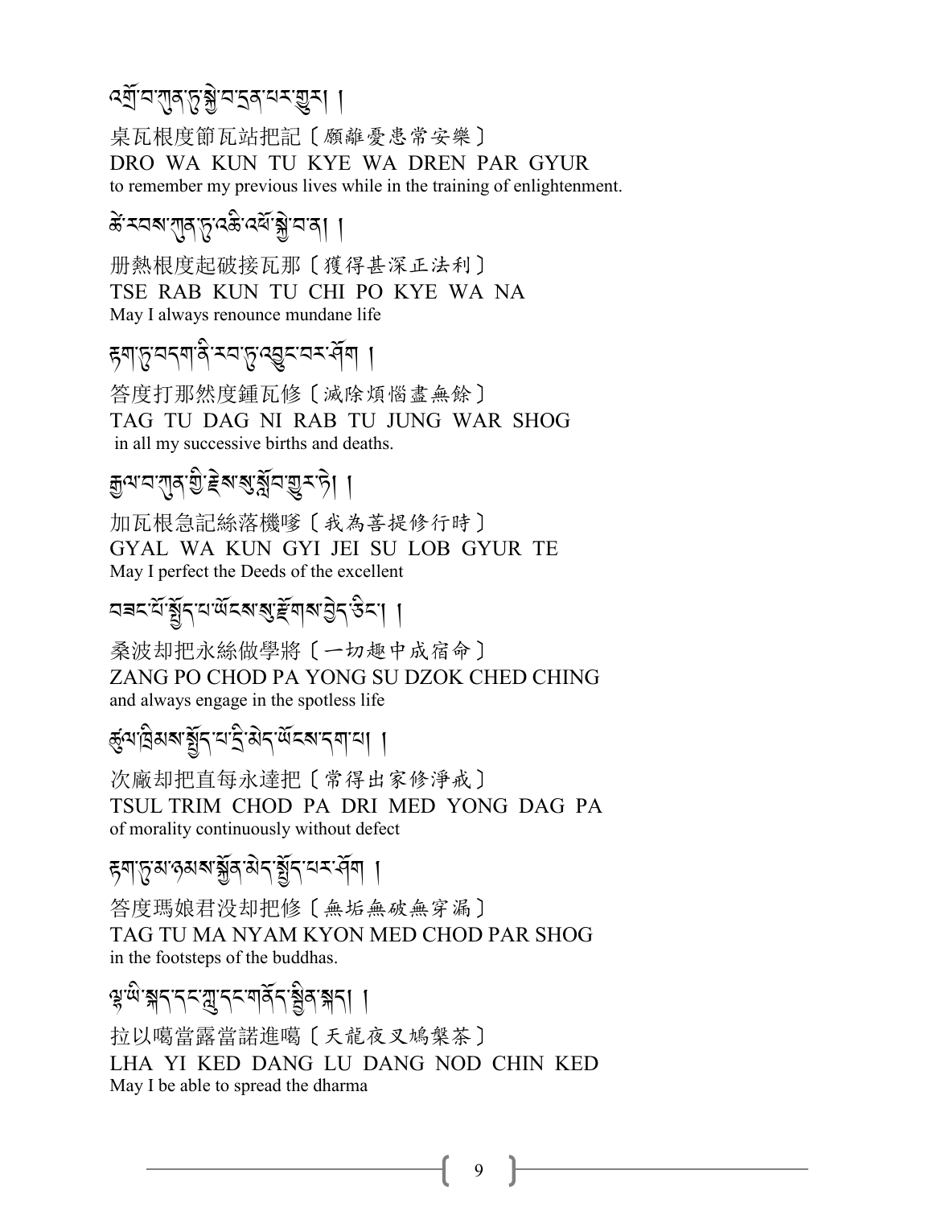འགྲོ་བ་ཀུན་ཏུ་སྐྱེ་བ་དྲན་པར་གྱུར། །

桌瓦根度節瓦站把記〔願離憂患常安樂〕
DRO WA KUN TU KYE WA DREN PAR GYUR
to remember my previous lives while in the training of enlightenment.

ཚེ་རབས་ཀུན་ཏུ་འཆི་འཕོ་སྐྱེ་བ་ན། །

册熱根度起破接瓦那〔獲得甚深正法利〕
TSE RAB KUN TU CHI PO KYE WA NA
May I always renounce mundane life

རྟག་ཏུ་བདག་ནི་རབ་ཏུ་འབྱུང་བར་ཤོག །

答度打那然度鍾瓦修〔滅除煩惱盡無餘〕
TAG TU DAG NI RAB TU JUNG WAR SHOG
in all my successive births and deaths.

རྒྱལ་བ་ཀུན་གྱི་རྗེས་སུ་སློབ་གྱུར་ཏེ། །

加瓦根急記絲落機嗲〔我為菩提修行時〕
GYAL WA KUN GYI JEI SU LOB GYUR TE
May I perfect the Deeds of the excellent

བཟང་པོ་སྤྱོད་པ་ཡོངས་སུ་རྫོགས་བྱེད་ཅིང་། །

桑波却把永絲做學將〔一切趣中成宿命〕
ZANG PO CHOD PA YONG SU DZOK CHED CHING
and always engage in the spotless life

ཚུལ་ཁྲིམས་སྤྱོད་པ་དྲི་མེད་ཡོངས་དག་པ། །

次廠却把直每永達把〔常得出家修淨戒〕
TSUL TRIM CHOD PA DRI MED YONG DAG PA
of morality continuously without defect

རྟག་ཏུ་མ་ཉམས་སྐྱོན་མེད་སྤྱོད་པར་ཤོག །

答度瑪娘君沒却把修〔無垢無破無穿漏〕
TAG TU MA NYAM KYON MED CHOD PAR SHOG
in the footsteps of the buddhas.

ལྷ་ཡི་སྐད་དང་ཀླུ་དང་གནོད་སྦྱིན་སྐད། །

拉以噶當露當諾進噶〔天龍夜叉鳩槃茶〕
LHA YI KED DANG LU DANG NOD CHIN KED
May I be able to spread the dharma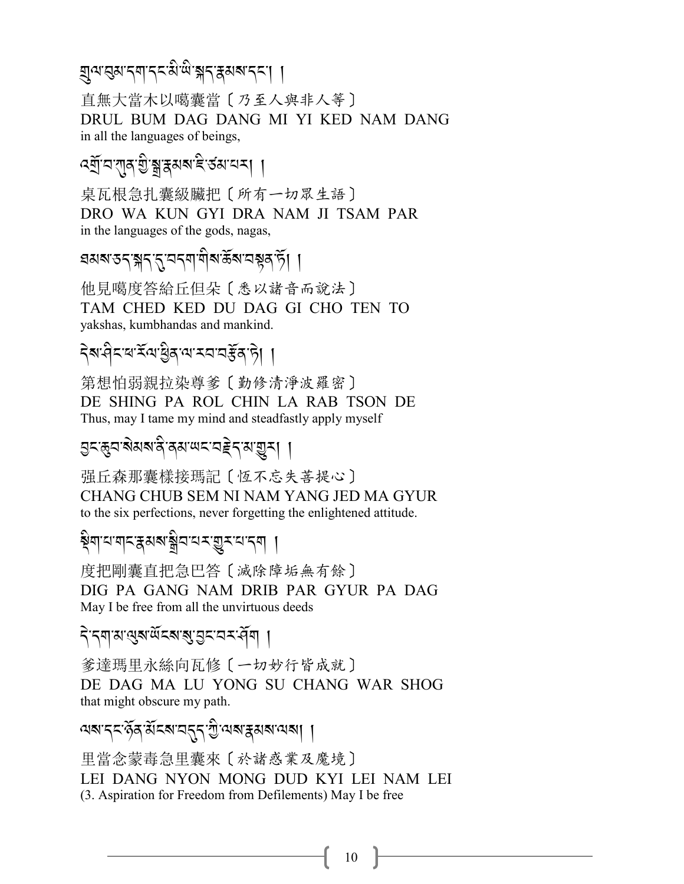གྲུལ་བུམ་དག་དང་མི་ཡི་སྐད་རྣམས་དང༌། །

直無大當木以噶囊當〔乃至人與非人等〕
DRUL BUM DAG DANG MI YI KED NAM DANG
in all the languages of beings,

འགྲོ་བ་ཀུན་གྱི་སྒྲ་རྣམས་ཇི་ཙམ་པར། །

桌瓦根急扎囊級贓把〔所有一切眾生語〕
DRO WA KUN GYI DRA NAM JI TSAM PAR
in the languages of the gods, nagas,

ཐམས་ཅད་སྐད་དུ་བདག་གིས་ཆོས་བསྟན་ཏོ། །

他見噶度答給丘但朵〔悉以諸音而說法〕
TAM CHED KED DU DAG GI CHO TEN TO
yakshas, kumbhandas and mankind.

དེས་ཤིང་ཕ་རོལ་ཕྱིན་ལ་རབ་བརྩོན་ཏེ། །

第想怕弱親拉染尊爹〔勤修清淨波羅密〕
DE SHING PA ROL CHIN LA RAB TSON DE
Thus, may I tame my mind and steadfastly apply myself

བྱང་ཆུབ་སེམས་ནི་ནམ་ཡང་བརྗེད་མ་གྱུར། །

强丘森那囊樣接瑪記〔恆不忘失菩提心〕
CHANG CHUB SEM NI NAM YANG JED MA GYUR
to the six perfections, never forgetting the enlightened attitude.

སྡིག་པ་གང་རྣམས་སྒྲིབ་པར་གྱུར་པ་དག །

度把剛囊直把急巴答〔滅除障垢無有餘〕
DIG PA GANG NAM DRIB PAR GYUR PA DAG
May I be free from all the unvirtuous deeds

དེ་དག་མ་ལུས་ཡོངས་སུ་བྱང་བར་ཤོག །

爹達瑪里永絲向瓦修〔一切妙行皆成就〕
DE DAG MA LU YONG SU CHANG WAR SHOG
that might obscure my path.

ལས་དང་ཉོན་མོངས་བདུད་ཀྱི་ལས་རྣམས་ལས། །

里當念蒙毒急里囊來〔於諸惑業及魔境〕
LEI DANG NYON MONG DUD KYI LEI NAM LEI
(3. Aspiration for Freedom from Defilements) May I be free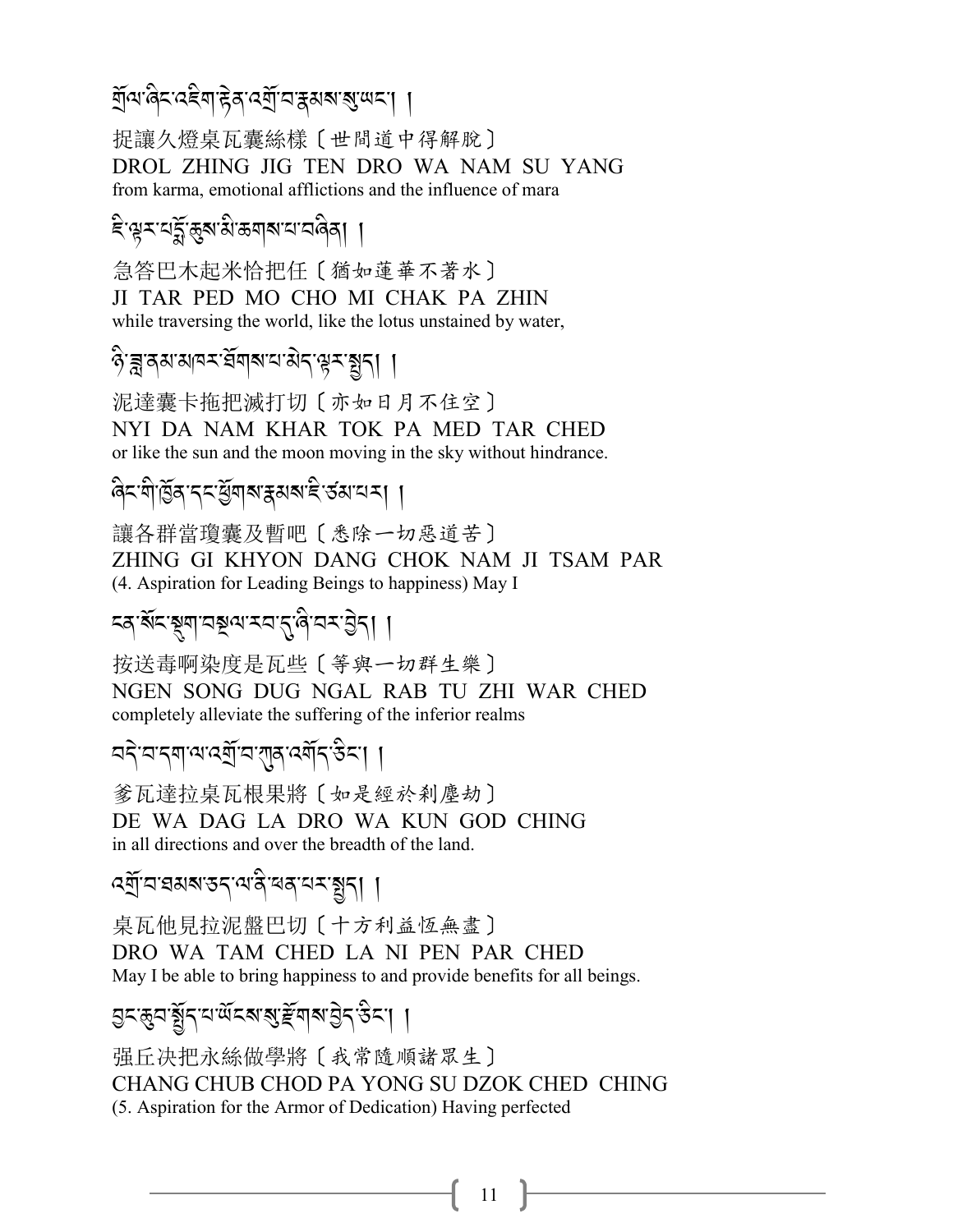གྲོལ་ཞིང་འཇིག་རྟེན་འགྲོ་བ་རྣམས་སུ་ཡང་། །

捉讓久燈桌瓦囊絲樣〔世間道中得解脫〕

DROL ZHING JIG TEN DRO WA NAM SU YANG

from karma, emotional afflictions and the influence of mara

ཇི་ལྟར་པདྨོ་ཆུས་མི་ཆགས་པ་བཞིན། །

急答巴木起米恰把任〔猶如蓮華不著水〕

JI TAR PED MO CHO MI CHAK PA ZHIN

while traversing the world, like the lotus unstained by water,

ཉི་ཟླ་ནམ་མཁར་ཐོགས་པ་མེད་ལྟར་སྤྱད། །

泥達囊卡拖把滅打切〔亦如日月不住空〕

NYI DA NAM KHAR TOK PA MED TAR CHED

or like the sun and the moon moving in the sky without hindrance.

ཞིང་གི་ཁྱོན་དང་ཕྱོགས་རྣམས་ཇི་ཙམ་པར། །

讓各群當瓊囊及暫吧〔悉除一切惡道苦〕

ZHING GI KHYON DANG CHOK NAM JI TSAM PAR

(4. Aspiration for Leading Beings to happiness) May I

ངན་སོང་སྡུག་བསྔལ་རབ་ཏུ་ཞི་བར་བྱེད། །

按送毒啊染度是瓦些〔等與一切群生樂〕

NGEN SONG DUG NGAL RAB TU ZHI WAR CHED

completely alleviate the suffering of the inferior realms

བདེ་བ་དག་ལ་འགྲོ་བ་ཀུན་འགོད་ཅིང་། །

爹瓦達拉桌瓦根果將〔如是經於剎塵劫〕

DE WA DAG LA DRO WA KUN GOD CHING

in all directions and over the breadth of the land.

འགྲོ་བ་ཐམས་ཅད་ལ་ནི་ཕན་པར་སྤྱད། །

桌瓦他見拉泥盤巴切〔十方利益恆無盡〕

DRO WA TAM CHED LA NI PEN PAR CHED

May I be able to bring happiness to and provide benefits for all beings.

བྱང་ཆུབ་སྤྱོད་པ་ཡོངས་སུ་རྫོགས་བྱེད་ཅིང་། །

强丘决把永絲做學將〔我常隨順諸眾生〕

CHANG CHUB CHOD PA YONG SU DZOK CHED CHING

(5. Aspiration for the Armor of Dedication) Having perfected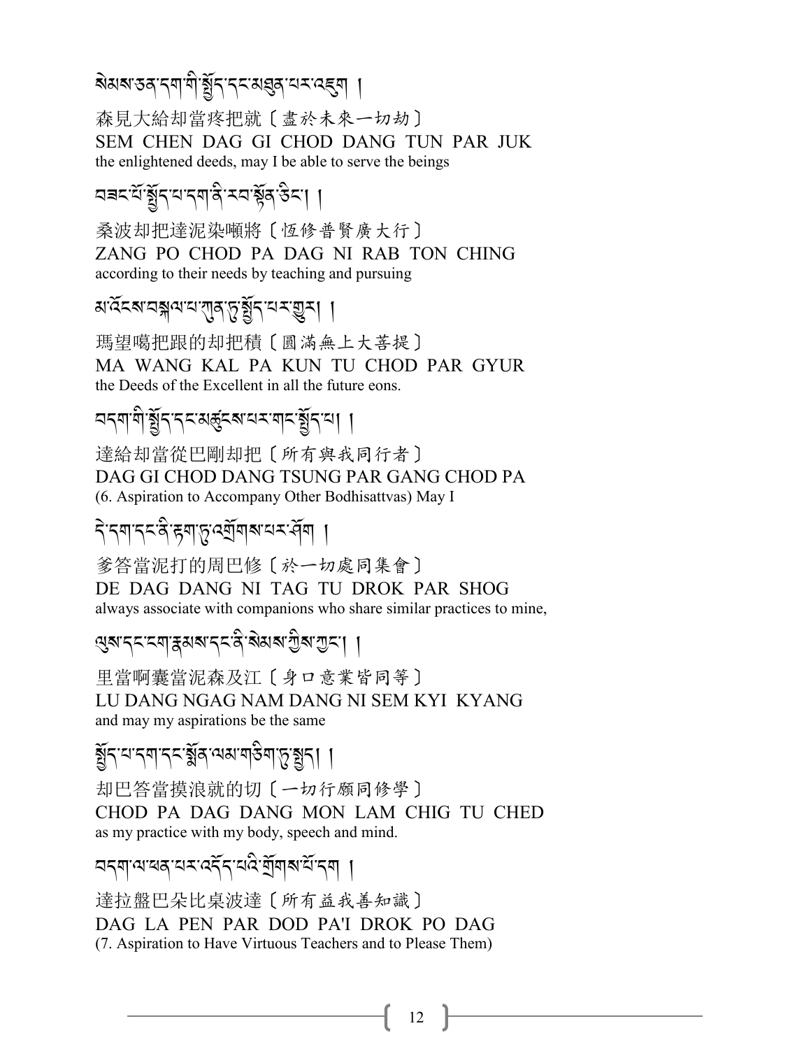སེམས་ཅན་དག་གི་སྤྱོད་དང་མཐུན་པར་འཇུག །

森見大給却當疼把就〔盡於未來一切劫〕
SEM CHEN DAG GI CHOD DANG TUN PAR JUK
the enlightened deeds, may I be able to serve the beings

བཟང་པོ་སྤྱོད་པ་དག་ནི་རབ་སྟོན་ཅིང་། །

桑波却把達泥染噸將〔恆修普賢廣大行〕
ZANG PO CHOD PA DAG NI RAB TON CHING
according to their needs by teaching and pursuing

མ་འོངས་བསྐལ་པ་ཀུན་ཏུ་སྤྱོད་པར་གྱུར། །

瑪望噶把跟的却把積〔圓滿無上大菩提〕
MA WANG KAL PA KUN TU CHOD PAR GYUR
the Deeds of the Excellent in all the future eons.

བདག་གི་སྤྱོད་དང་མཚུངས་པར་གང་སྤྱོད་པ། །

達給却當從巴剛却把〔所有與我同行者〕
DAG GI CHOD DANG TSUNG PAR GANG CHOD PA
(6. Aspiration to Accompany Other Bodhisattvas) May I

དེ་དག་དང་ནི་རྟག་ཏུ་འགྲོགས་པར་ཤོག །

爹答當泥打的周巴修〔於一切處同集會〕
DE DAG DANG NI TAG TU DROK PAR SHOG
always associate with companions who share similar practices to mine,

ལུས་དང་ངག་རྣམས་དང་ནི་སེམས་ཀྱིས་ཀྱང་། །

里當啊囊當泥森及江〔身口意業皆同等〕
LU DANG NGAG NAM DANG NI SEM KYI KYANG
and may my aspirations be the same

སྤྱོད་པ་དག་དང་སྨོན་ལམ་གཅིག་ཏུ་སྤྱད། །

却巴答當摸浪就的切〔一切行願同修學〕
CHOD PA DAG DANG MON LAM CHIG TU CHED
as my practice with my body, speech and mind.

བདག་ལ་ཕན་པར་འདོད་པའི་གྲོགས་པོ་དག །

達拉盤巴朵比桌波達〔所有益我善知識〕
DAG LA PEN PAR DOD PA'I DROK PO DAG
(7. Aspiration to Have Virtuous Teachers and to Please Them)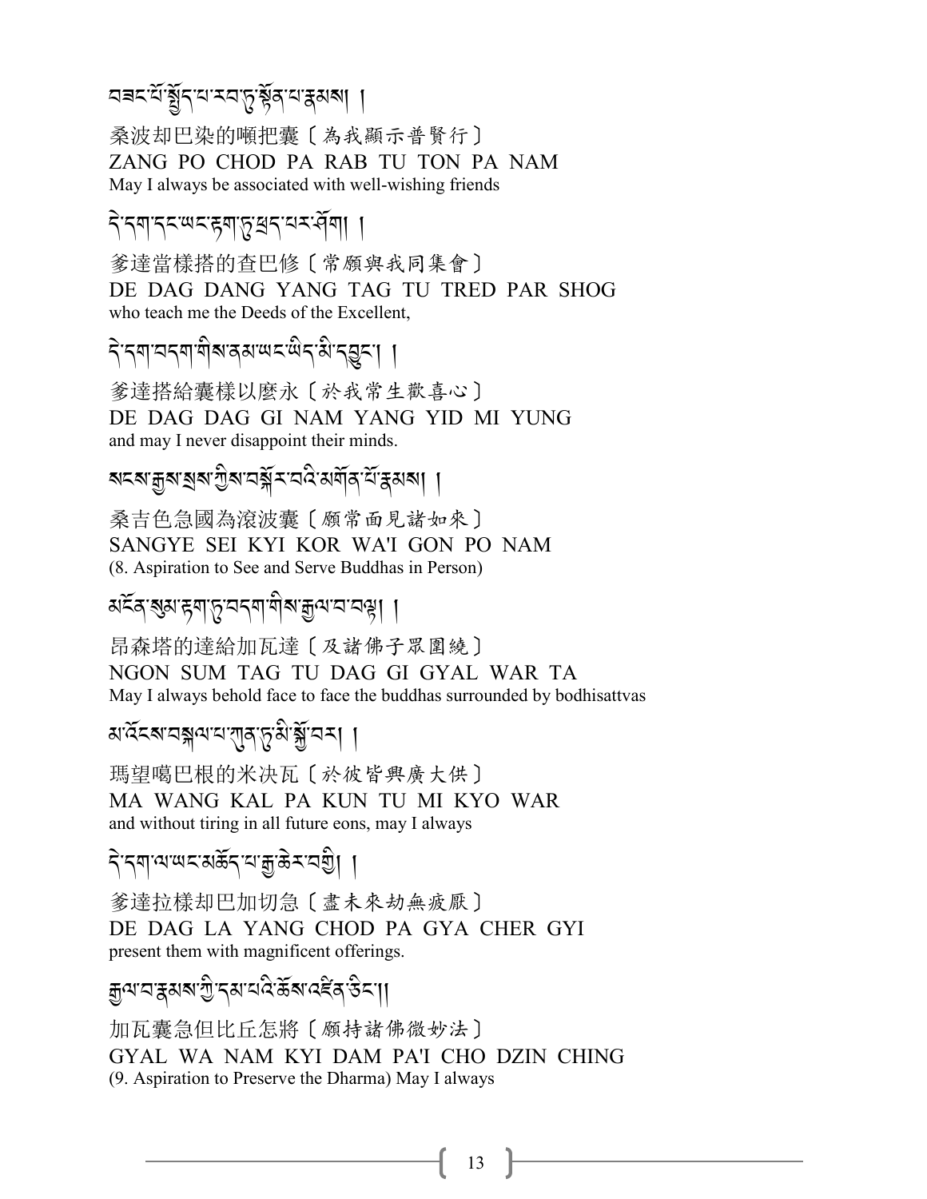བཟང་པོ་སྤྱོད་པ་རབ་ཏུ་སྟོན་པ་རྣམས། །

桑波却巴染的嘸把囊〔為我顯示普賢行〕
ZANG PO CHOD PA RAB TU TON PA NAM
May I always be associated with well-wishing friends

དེ་དག་དང་ཡང་རྟག་ཏུ་ཕྲད་པར་ཤོག །

爹達當樣搭的查巴修〔常願與我同集會〕
DE DAG DANG YANG TAG TU TRED PAR SHOG
who teach me the Deeds of the Excellent,

དེ་དག་བདག་གིས་ནམ་ཡང་ཡིད་མི་དབྱུང་། །

爹達搭給囊樣以麼永〔於我常生歡喜心〕
DE DAG DAG GI NAM YANG YID MI YUNG
and may I never disappoint their minds.

སངས་རྒྱས་སྲས་ཀྱིས་བསྐོར་བའི་མགོན་པོ་རྣམས། །

桑吉色急國為滾波囊〔願常面見諸如來〕
SANGYE SEI KYI KOR WA'I GON PO NAM
(8. Aspiration to See and Serve Buddhas in Person)

མངོན་སུམ་རྟག་ཏུ་བདག་གིས་རྒྱལ་བ་བལྟ། །

昂森塔的達給加瓦達〔及諸佛子眾圍繞〕
NGON SUM TAG TU DAG GI GYAL WAR TA
May I always behold face to face the buddhas surrounded by bodhisattvas

མ་འོངས་བསྐལ་པ་ཀུན་ཏུ་མི་སྐྱོ་བར། །

瑪望噶巴根的米决瓦〔於彼皆興廣大供〕
MA WANG KAL PA KUN TU MI KYO WAR
and without tiring in all future eons, may I always

དེ་དག་ལ་ཡང་མཆོད་པ་རྒྱ་ཆེར་བགྱི། །

爹達拉樣却巴加切急〔盡未來劫無疲厭〕
DE DAG LA YANG CHOD PA GYA CHER GYI
present them with magnificent offerings.

རྒྱལ་བ་རྣམས་ཀྱི་དམ་པའི་ཆོས་འཛིན་ཅིང་། །

加瓦囊急但比丘怎將〔願持諸佛微妙法〕
GYAL WA NAM KYI DAM PA'I CHO DZIN CHING
(9. Aspiration to Preserve the Dharma) May I always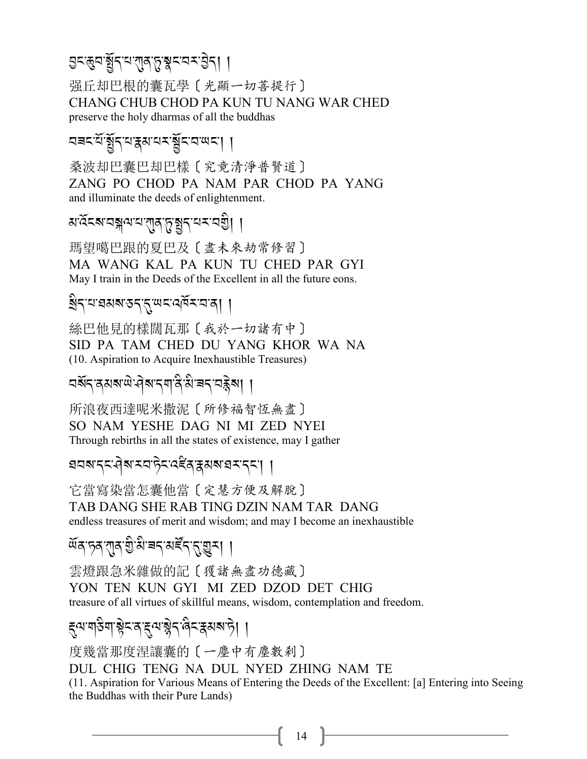བྱང་ཆུབ་སྤྱོད་པ་ཀུན་ཏུ་སྣང་བར་བྱེད། །

强丘却巴根的囊瓦學〔光顯一切菩提行〕
CHANG CHUB CHOD PA KUN TU NANG WAR CHED
preserve the holy dharmas of all the buddhas

བཟང་པོ་སྤྱོད་པ་རྣམ་པར་སྦྱོང་བ་ཡང་། །

桑波却巴囊巴却巴樣〔究竟清淨普賢道〕
ZANG PO CHOD PA NAM PAR CHOD PA YANG
and illuminate the deeds of enlightenment.

མ་འོངས་བསྐལ་པ་ཀུན་ཏུ་སྤྱད་པར་བགྱི། །

瑪望噶巴跟的夏巴及〔盡未來劫常修習〕
MA WANG KAL PA KUN TU CHED PAR GYI
May I train in the Deeds of the Excellent in all the future eons.

སྲིད་པ་ཐམས་ཅད་དུ་ཡང་འཁོར་བ་ན། །

絲巴他見的樣闊瓦那〔我於一切諸有中〕
SID PA TAM CHED DU YANG KHOR WA NA
(10. Aspiration to Acquire Inexhaustible Treasures)

བསོད་ནམས་ཡེ་ཤེས་དག་ནི་མི་ཟད་བརྙེས། །

所浪夜西達呢米撒泥〔所修福智恆無盡〕
SO NAM YESHE DAG NI MI ZED NYEI
Through rebirths in all the states of existence, may I gather

ཐབས་དང་ཤེས་རབ་ཏིང་འཛིན་རྣམ་ཐར་དང་། །

它當寫染當怎囊他當〔定慧方便及解脫〕
TAB DANG SHE RAB TING DZIN NAM TAR DANG
endless treasures of merit and wisdom; and may I become an inexhaustible

ཡོན་ཏན་ཀུན་གྱི་མི་ཟད་མཛོད་དུ་གྱུར། །

雲燈跟急米雜做的記〔獲諸無盡功德藏〕
YON TEN KUN GYI MI ZED DZOD DET CHIG
treasure of all virtues of skillful means, wisdom, contemplation and freedom.

རྡུལ་གཅིག་སྟེང་ན་རྡུལ་སྙེད་ཞིང་རྣམས་ཏེ། །

度幾當那度涅讓囊的〔一塵中有塵數刹〕
DUL CHIG TENG NA DUL NYED ZHING NAM TE
(11. Aspiration for Various Means of Entering the Deeds of the Excellent: [a] Entering into Seeing the Buddhas with their Pure Lands)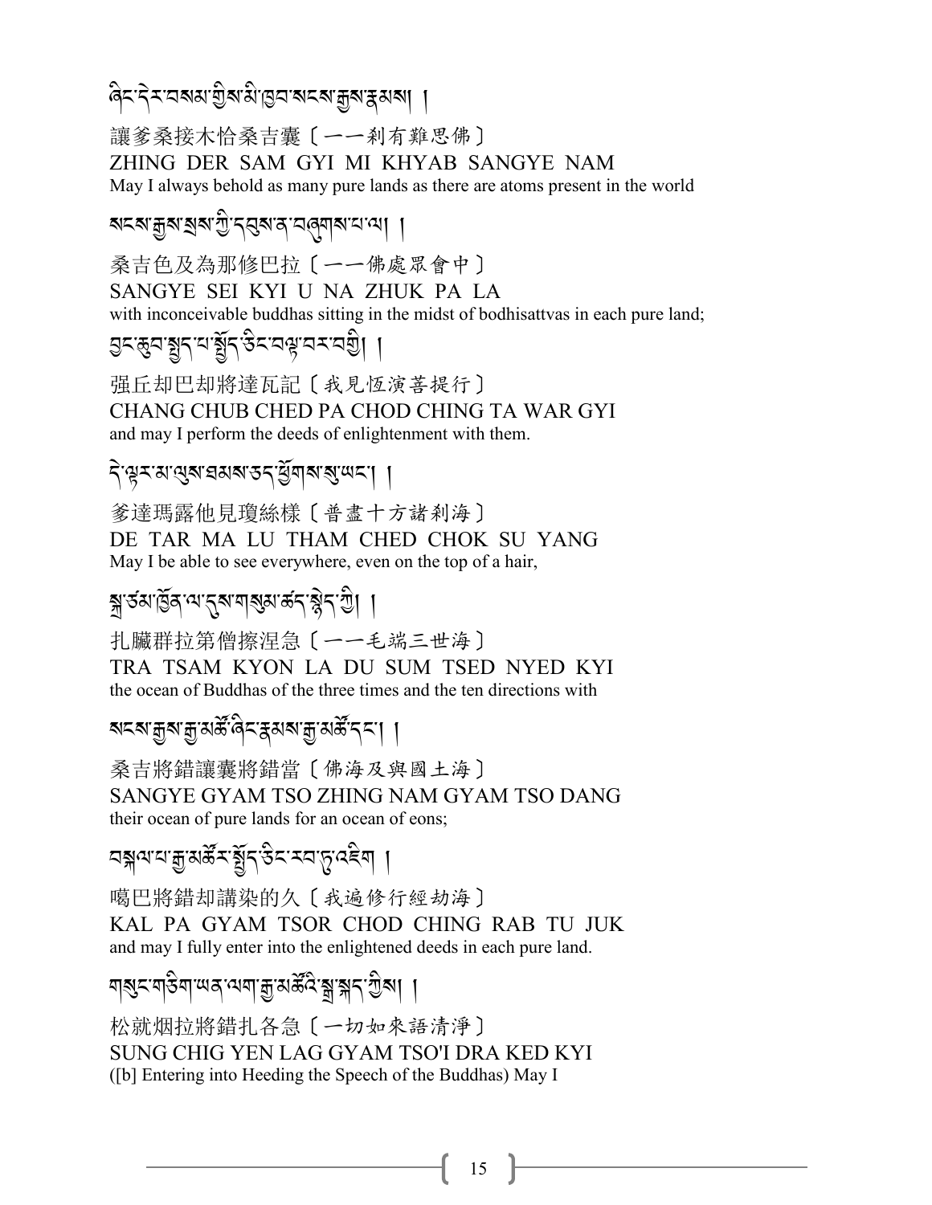ཞིང་དེར་བསམ་གྱིས་མི་ཁྱབ་སངས་རྒྱས་རྣམས། །

讓爹桑接木恰桑吉囊〔一一剎有難思佛〕
ZHING DER SAM GYI MI KHYAB SANGYE NAM
May I always behold as many pure lands as there are atoms present in the world

སངས་རྒྱས་སྲས་ཀྱི་དབུས་ན་བཞུགས་པ་ལ། །

桑吉色及為那修巴拉〔一一佛處眾會中〕
SANGYE SEI KYI U NA ZHUK PA LA
with inconceivable buddhas sitting in the midst of bodhisattvas in each pure land;

བྱང་ཆུབ་སྤྱོད་པ་སྤྱོད་ཅིང་བལྟ་བར་བགྱི། །

强丘却巴却將達瓦記〔我見恆演菩提行〕
CHANG CHUB CHED PA CHOD CHING TA WAR GYI
and may I perform the deeds of enlightenment with them.

དེ་ལྟར་མ་ལུས་ཐམས་ཅད་ཕྱོགས་སུ་ཡང་། །

爹達瑪露他見瓊絲樣〔普盡十方諸剎海〕
DE TAR MA LU THAM CHED CHOK SU YANG
May I be able to see everywhere, even on the top of a hair,

སྐྲ་ཙམ་ཁྱོན་ལ་དུས་གསུམ་ཚད་སྙེད་ཀྱི། །

扎臟群拉第僧擦涅急〔一一毛端三世海〕
TRA TSAM KYON LA DU SUM TSED NYED KYI
the ocean of Buddhas of the three times and the ten directions with

སངས་རྒྱས་རྒྱ་མཚོ་ཞིང་རྣམས་རྒྱ་མཚོ་དང་། །

桑吉將錯讓囊將錯當〔佛海及與國土海〕
SANGYE GYAM TSO ZHING NAM GYAM TSO DANG
their ocean of pure lands for an ocean of eons;

བསྐལ་པ་རྒྱ་མཚོར་སྤྱོད་ཅིང་རབ་ཏུ་འཇུག །

噶巴將錯却講染的久〔我遍修行經劫海〕
KAL PA GYAM TSOR CHOD CHING RAB TU JUK
and may I fully enter into the enlightened deeds in each pure land.

གསུང་གཅིག་ཡན་ལག་རྒྱ་མཚོའི་སྒྲ་སྐད་ཀྱིས། །

松就烟拉將錯扎各急〔一切如來語清淨〕
SUNG CHIG YEN LAG GYAM TSO'I DRA KED KYI
([b] Entering into Heeding the Speech of the Buddhas) May I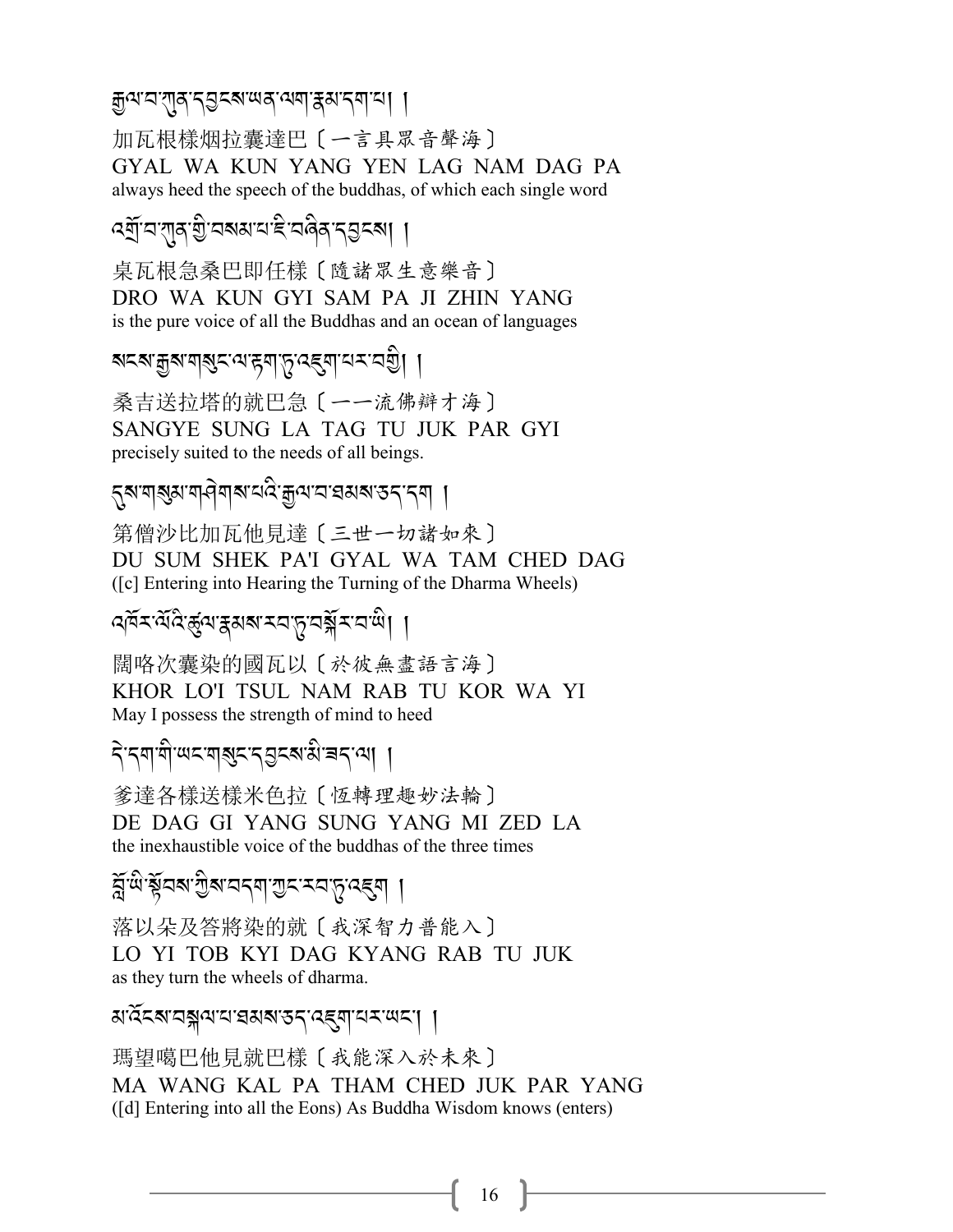རྒྱལ་བ་ཀུན་དབྱངས་ཡན་ལག་རྣམ་དག་པ། །

加瓦根樣烟拉囊達巴〔一言具眾音聲海〕
GYAL WA KUN YANG YEN LAG NAM DAG PA
always heed the speech of the buddhas, of which each single word

འགྲོ་བ་ཀུན་གྱི་བསམ་པ་ཇི་བཞིན་དབྱངས། །

桌瓦根急桑巴即任樣〔隨諸眾生意樂音〕
DRO WA KUN GYI SAM PA JI ZHIN YANG
is the pure voice of all the Buddhas and an ocean of languages

སངས་རྒྱས་གསུང་ལ་རྟག་ཏུ་འཇུག་པར་བགྱི། །

桑吉送拉塔的就巴急〔一一流佛辯才海〕
SANGYE SUNG LA TAG TU JUK PAR GYI
precisely suited to the needs of all beings.

དུས་གསུམ་གཤེགས་པའི་རྒྱལ་བ་ཐམས་ཅད་དག །

第僧沙比加瓦他見達〔三世一切諸如來〕
DU SUM SHEK PA'I GYAL WA TAM CHED DAG
([c] Entering into Hearing the Turning of the Dharma Wheels)

འཁོར་ལོའི་ཚུལ་རྣམས་རབ་ཏུ་བསྐོར་བ་ཡི། །

闊咯次囊染的國瓦以〔於彼無盡語言海〕
KHOR LO'I TSUL NAM RAB TU KOR WA YI
May I possess the strength of mind to heed

དེ་དག་གི་ཡང་གསུང་དབྱངས་མི་ཟད་ལ། །

爹達各樣送樣米色拉〔恆轉理趣妙法輪〕
DE DAG GI YANG SUNG YANG MI ZED LA
the inexhaustible voice of the buddhas of the three times

བློ་ཡི་སྟོབས་ཀྱིས་བདག་ཀྱང་རབ་ཏུ་འཇུག །

落以朵及答將染的就〔我深智力普能入〕
LO YI TOB KYI DAG KYANG RAB TU JUK
as they turn the wheels of dharma.

མ་འོངས་བསྐལ་པ་ཐམས་ཅད་འཇུག་པར་ཡང་། །

瑪望噶巴他見就巴樣〔我能深入於未來〕
MA WANG KAL PA THAM CHED JUK PAR YANG
([d] Entering into all the Eons) As Buddha Wisdom knows (enters)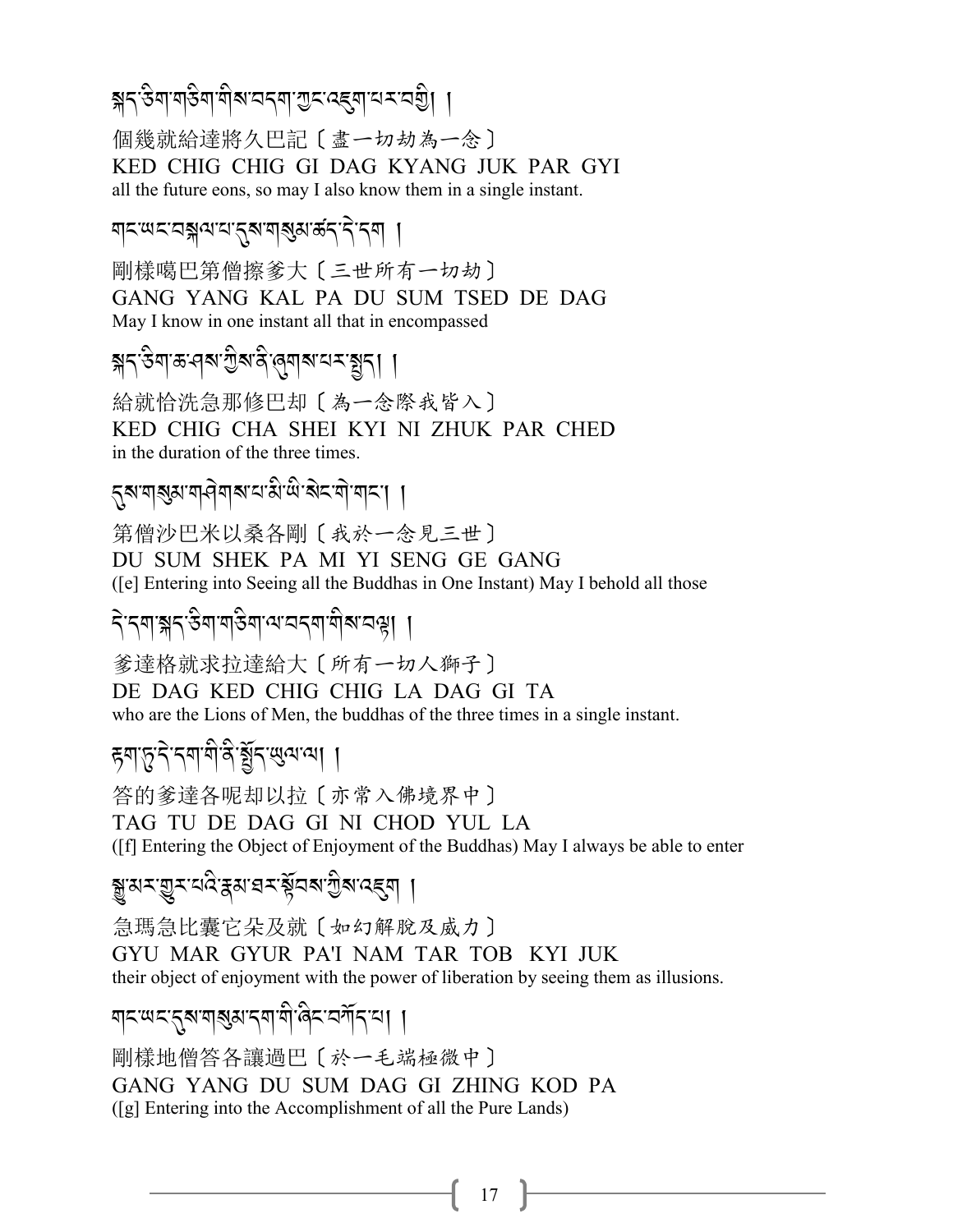སྐད་ཅིག་གཅིག་གིས་བདག་ཀྱང་འཇུག་པར་བགྱི། །

個幾就給達將久巴記〔盡一切劫為一念〕
KED CHIG CHIG GI DAG KYANG JUK PAR GYI
all the future eons, so may I also know them in a single instant.

གང་ཡང་བསྐལ་པ་དུས་གསུམ་ཚད་དེ་དག །

剛様噶巴第僧擦爹大〔三世所有一切劫〕
GANG YANG KAL PA DU SUM TSED DE DAG
May I know in one instant all that in encompassed

སྐད་ཅིག་ཆ་ཤས་ཀྱིས་ནི་ཞུགས་པར་བྱེད། །

給就恰洗急那修巴却〔為一念際我皆入〕
KED CHIG CHA SHEI KYI NI ZHUK PAR CHED
in the duration of the three times.

དུས་གསུམ་གཤེགས་པ་མི་ཡི་སེང་གེ་གང་། །

第僧沙巴米以桑各剛〔我於一念見三世〕
DU SUM SHEK PA MI YI SENG GE GANG
([e] Entering into Seeing all the Buddhas in One Instant) May I behold all those

དེ་དག་སྐད་ཅིག་གཅིག་ལ་བདག་གིས་བལྟ། །

爹達格就求拉達給大〔所有一切人獅子〕
DE DAG KED CHIG CHIG LA DAG GI TA
who are the Lions of Men, the buddhas of the three times in a single instant.

རྟག་ཏུ་དེ་དག་གི་ནི་སྤྱོད་ཡུལ་ལ། །

答的爹達各呢却以拉〔亦常入佛境界中〕
TAG TU DE DAG GI NI CHOD YUL LA
([f] Entering the Object of Enjoyment of the Buddhas) May I always be able to enter

སྒྱུ་མར་གྱུར་པའི་རྣམ་ཐར་སྟོབས་ཀྱིས་འཇུག །

急瑪急比囊它朵及就〔如幻解脫及威力〕
GYU MAR GYUR PA'I NAM TAR TOB KYI JUK
their object of enjoyment with the power of liberation by seeing them as illusions.

གང་ཡང་དུས་གསུམ་དག་གི་ཞིང་བཀོད་པ། །

剛様地僧答各讓過巴〔於一毛端極微中〕
GANG YANG DU SUM DAG GI ZHING KOD PA
([g] Entering into the Accomplishment of all the Pure Lands)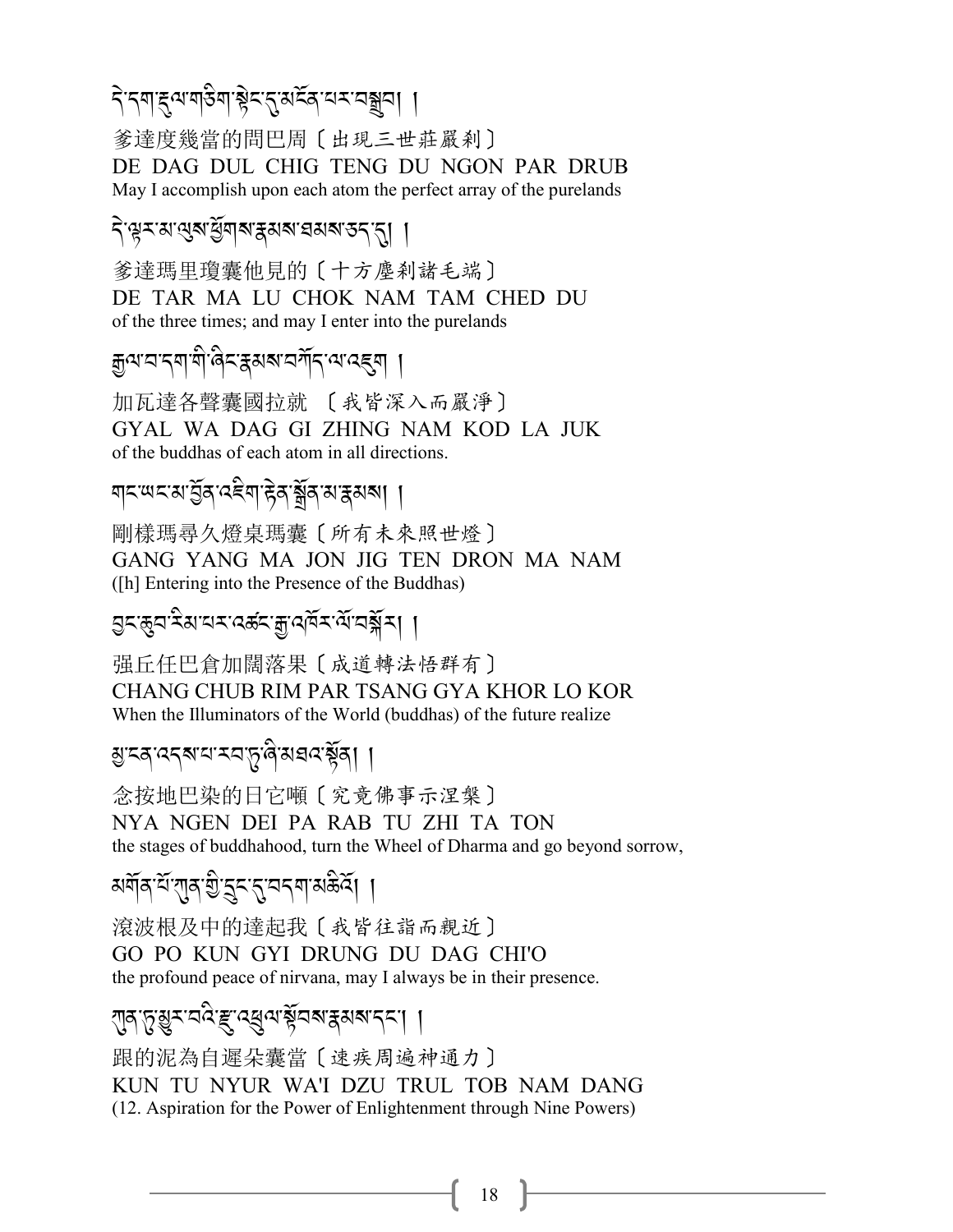དེ་དག་རྡུལ་གཅིག་སྟེང་དུ་མངོན་པར་བསྒྲུབ། །

爹達度幾當的問巴周〔出現三世莊嚴刹〕

DE DAG DUL CHIG TENG DU NGON PAR DRUB

May I accomplish upon each atom the perfect array of the purelands

དེ་ལྟར་མ་ལུས་ཕྱོགས་རྣམས་ཐམས་ཅད་དུ། །

爹達瑪里瓊囊他見的〔十方塵刹諸毛端〕

DE TAR MA LU CHOK NAM TAM CHED DU

of the three times; and may I enter into the purelands

རྒྱལ་བ་དག་གི་ཞིང་རྣམས་བཀོད་ལ་འཇུག །

加瓦達各聲囊國拉就 〔我皆深入而嚴淨〕

GYAL WA DAG GI ZHING NAM KOD LA JUK

of the buddhas of each atom in all directions.

གང་ཡང་མ་བྱོན་འཇིག་རྟེན་སྒྲོན་མ་རྣམས། །

剛樣瑪尋久燈桌瑪囊〔所有未來照世燈〕

GANG YANG MA JON JIG TEN DRON MA NAM

([h] Entering into the Presence of the Buddhas)

བྱང་ཆུབ་རིམ་པར་འཚང་རྒྱ་འཁོར་ལོ་བསྐོར། །

强丘任巴倉加闊落果〔成道轉法悟群有〕

CHANG CHUB RIM PAR TSANG GYA KHOR LO KOR

When the Illuminators of the World (buddhas) of the future realize

མྱ་ངན་འདས་པ་རབ་ཏུ་ཞི་མཐའ་སྟོན། །

念按地巴染的日它噸〔究竟佛事示涅槃〕

NYA NGEN DEI PA RAB TU ZHI TA TON

the stages of buddhahood, turn the Wheel of Dharma and go beyond sorrow,

མགོན་པོ་ཀུན་གྱི་དྲུང་དུ་བདག་མཆིའོ། །

滾波根及中的達起我〔我皆往詣而親近〕

GO PO KUN GYI DRUNG DU DAG CHI'O

the profound peace of nirvana, may I always be in their presence.

ཀུན་ཏུ་མྱུར་བའི་རྫུ་འཕྲུལ་སྟོབས་རྣམས་དང་། །

跟的泥為自遲朵囊當〔速疾周遍神通力〕

KUN TU NYUR WA'I DZU TRUL TOB NAM DANG

(12. Aspiration for the Power of Enlightenment through Nine Powers)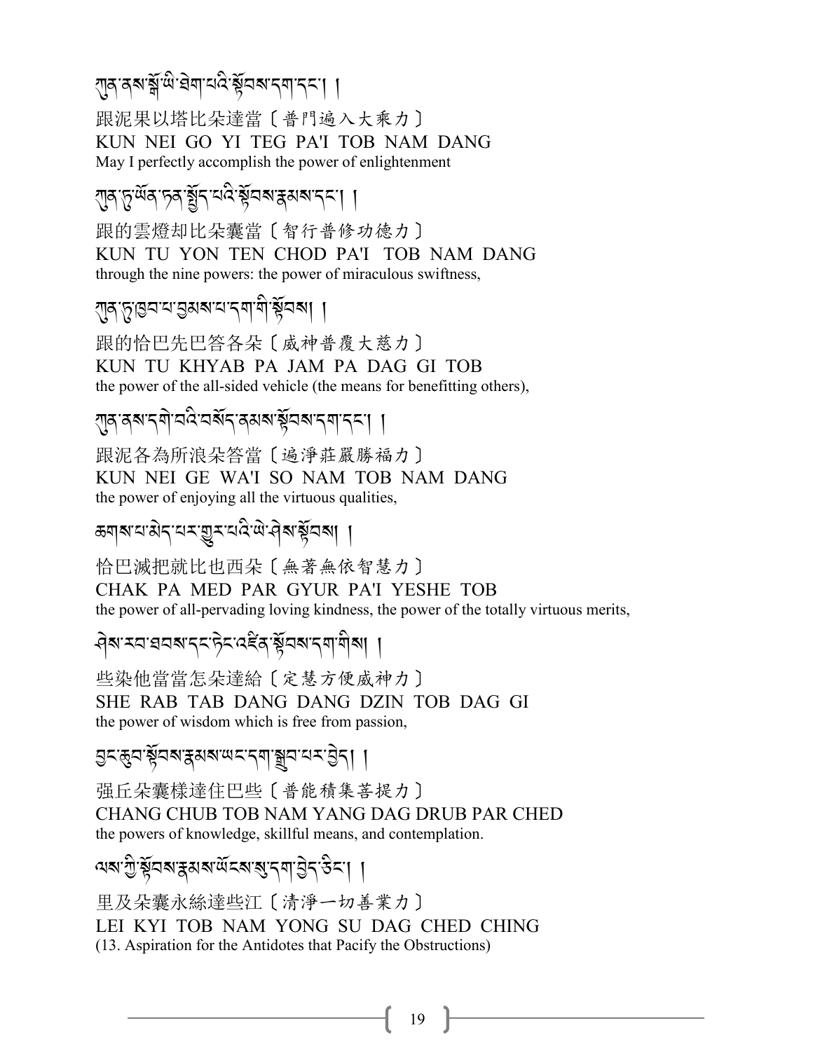ཀུན་ནས་སྒོ་ཡི་ཐེག་པའི་སྟོབས་དག་དང་། །

跟泥果以塔比朵達當〔普門遍入大乘力〕
KUN NEI GO YI TEG PA'I TOB NAM DANG
May I perfectly accomplish the power of enlightenment

ཀུན་ཏུ་ཡོན་ཏན་སྤྱོད་པའི་སྟོབས་རྣམས་དང་། །

跟的雲燈却比朵囊當〔智行普修功德力〕
KUN TU YON TEN CHOD PA'I TOB NAM DANG
through the nine powers: the power of miraculous swiftness,

ཀུན་ཏུ་ཁྱབ་པ་བྱམས་པ་དག་གི་སྟོབས། །

跟的恰巴先巴答各朵〔威神普覆大慈力〕
KUN TU KHYAB PA JAM PA DAG GI TOB
the power of the all-sided vehicle (the means for benefitting others),

ཀུན་ནས་དགེ་བའི་བསོད་ནམས་སྟོབས་དག་དང་། །

跟泥各為所浪朵答當〔遍淨莊嚴勝福力〕
KUN NEI GE WA'I SO NAM TOB NAM DANG
the power of enjoying all the virtuous qualities,

ཆགས་པ་མེད་པར་གྱུར་པའི་ཡེ་ཤེས་སྟོབས། །

恰巴滅把就比也西朵〔無著無依智慧力〕
CHAK PA MED PAR GYUR PA'I YESHE TOB
the power of all-pervading loving kindness, the power of the totally virtuous merits,

ཤེས་རབ་ཐབས་དང་ཏིང་འཛིན་སྟོབས་དག་གིས། །

些染他當當怎朵達給〔定慧方便威神力〕
SHE RAB TAB DANG DANG DZIN TOB DAG GI
the power of wisdom which is free from passion,

བྱང་ཆུབ་སྟོབས་རྣམས་ཡང་དག་སྒྲུབ་པར་བྱེད། །

强丘朵囊樣達住巴些〔普能積集菩提力〕
CHANG CHUB TOB NAM YANG DAG DRUB PAR CHED
the powers of knowledge, skillful means, and contemplation.

ལས་ཀྱི་སྟོབས་རྣམས་ཡོངས་སུ་དག་བྱེད་ཅིང་། །

里及朵囊永絲達些江〔清淨一切善業力〕
LEI KYI TOB NAM YONG SU DAG CHED CHING
(13. Aspiration for the Antidotes that Pacify the Obstructions)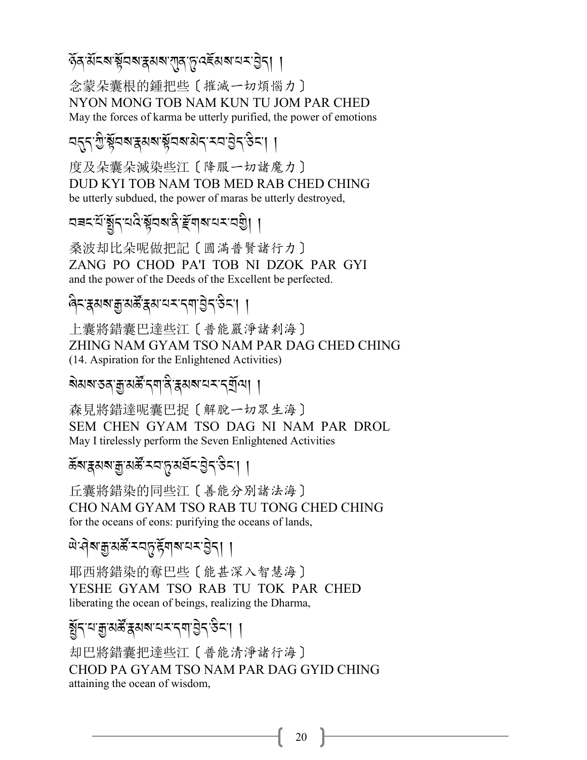ཉོན་མོངས་སྟོབས་རྣམས་ཀུན་ཏུ་འཇོམས་པར་བྱེད། །

念蒙朵囊根的鍾把些〔摧滅一切煩惱力〕

NYON MONG TOB NAM KUN TU JOM PAR CHED

May the forces of karma be utterly purified, the power of emotions

བདུད་ཀྱི་སྟོབས་རྣམས་སྟོབས་མེད་རབ་བྱེད་ཅིང་། །

度及朵囊朵滅染些江〔降服一切諸魔力〕

DUD KYI TOB NAM TOB MED RAB CHED CHING

be utterly subdued, the power of maras be utterly destroyed,

བཟང་པོ་སྤྱོད་པའི་སྟོབས་ནི་རྫོགས་པར་བགྱི། །

桑波却比朵呢做把記〔圓滿普賢諸行力〕

ZANG PO CHOD PA'I TOB NI DZOK PAR GYI

and the power of the Deeds of the Excellent be perfected.

ཞིང་རྣམས་རྒྱ་མཚོ་རྣམ་པར་དག་བྱེད་ཅིང་། །

上囊將錯囊巴達些江〔普能嚴淨諸剎海〕

ZHING NAM GYAM TSO NAM PAR DAG CHED CHING

(14. Aspiration for the Enlightened Activities)

སེམས་ཅན་རྒྱ་མཚོ་དག་ནི་རྣམས་པར་དགྲོལ། །

森見將錯達呢囊巴捉〔解脫一切眾生海〕

SEM CHEN GYAM TSO DAG NI NAM PAR DROL

May I tirelessly perform the Seven Enlightened Activities

ཆོས་རྣམས་རྒྱ་མཚོ་རབ་ཏུ་མཐོང་བྱེད་ཅིང་། །

丘囊將錯染的同些江〔善能分別諸法海〕

CHO NAM GYAM TSO RAB TU TONG CHED CHING

for the oceans of eons: purifying the oceans of lands,

ཡེ་ཤེས་རྒྱ་མཚོ་རབ་ཏུ་རྟོགས་པར་བྱེད། །

耶西將錯染的奪巴些〔能甚深入智慧海〕

YESHE GYAM TSO RAB TU TOK PAR CHED

liberating the ocean of beings, realizing the Dharma,

སྤྱོད་པ་རྒྱ་མཚོ་རྣམས་པར་དག་བྱེད་ཅིང་། །

却巴將錯囊把達些江〔普能清淨諸行海〕

CHOD PA GYAM TSO NAM PAR DAG GYID CHING

attaining the ocean of wisdom,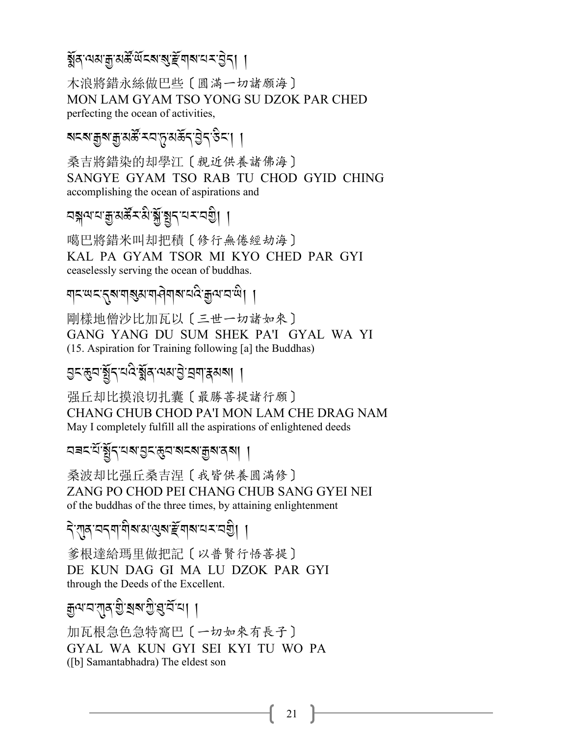སྨོན་ལམ་རྒྱ་མཚོ་ཡོངས་སུ་རྫོགས་པར་བྱེད། །

木浪將錯永絲做巴些〔圓滿一切諸願海〕
MON LAM GYAM TSO YONG SU DZOK PAR CHED
perfecting the ocean of activities,

སངས་རྒྱས་རྒྱ་མཚོ་རབ་ཏུ་མཆོད་བྱེད་ཅིང་། །

桑吉將錯染的却學江〔親近供養諸佛海〕
SANGYE GYAM TSO RAB TU CHOD GYID CHING
accomplishing the ocean of aspirations and

བསྐལ་པ་རྒྱ་མཚོར་མི་སྐྱོ་སྤྱད་པར་བགྱི། །

噶巴將錯米叫却把積〔修行無倦經劫海〕
KAL PA GYAM TSOR MI KYO CHED PAR GYI
ceaselessly serving the ocean of buddhas.

གང་ཡང་དུས་གསུམ་གཤེགས་པའི་རྒྱལ་བ་ཡི། །

剛様地僧沙比加瓦以〔三世一切諸如來〕
GANG YANG DU SUM SHEK PA'I GYAL WA YI
(15. Aspiration for Training following [a] the Buddhas)

བྱང་ཆུབ་སྤྱོད་པའི་སྨོན་ལམ་བྱེ་བྲག་རྣམས། །

强丘却比摸浪切扎囊〔最勝菩提諸行願〕
CHANG CHUB CHOD PA'I MON LAM CHE DRAG NAM
May I completely fulfill all the aspirations of enlightened deeds

བཟང་པོ་སྤྱོད་པས་བྱང་ཆུབ་སངས་རྒྱས་ནས། །

桑波却比强丘桑吉涅〔我皆供養圓滿修〕
ZANG PO CHOD PEI CHANG CHUB SANG GYEI NEI
of the buddhas of the three times, by attaining enlightenment

དེ་ཀུན་བདག་གིས་མ་ལུས་རྫོགས་པར་བགྱི། །

爹根達給瑪里做把記〔以普賢行悟菩提〕
DE KUN DAG GI MA LU DZOK PAR GYI
through the Deeds of the Excellent.

རྒྱལ་བ་ཀུན་གྱི་སྲས་ཀྱི་ཐུ་བོ་པ། །

加瓦根急色急特窩巴〔一切如來有長子〕
GYAL WA KUN GYI SEI KYI TU WO PA
([b] Samantabhadra) The eldest son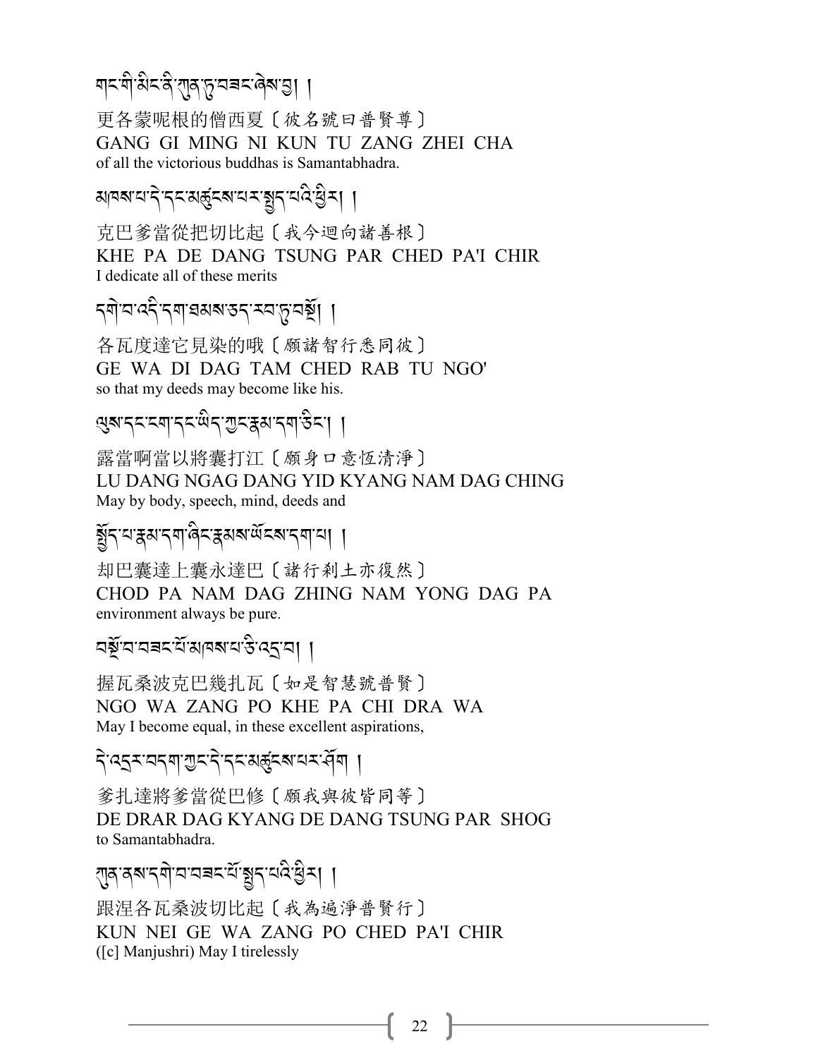གང་གི་མིང་ནི་ཀུན་ཏུ་བཟང་ཞེས་བྱ། །

更各蒙呢根的僧西夏〔彼名號曰普賢尊〕
GANG GI MING NI KUN TU ZANG ZHEI CHA
of all the victorious buddhas is Samantabhadra.

མཁས་པ་དེ་དང་མཚུངས་པར་སྤྱད་པའི་ཕྱིར། །

克巴爹當從把切比起〔我今迴向諸善根〕
KHE PA DE DANG TSUNG PAR CHED PA'I CHIR
I dedicate all of these merits

དགེ་བ་འདི་དག་ཐམས་ཅད་རབ་ཏུ་བསྔོ། །

各瓦度達它見染的哦〔願諸智行悉同彼〕
GE WA DI DAG TAM CHED RAB TU NGO'
so that my deeds may become like his.

ལུས་དང་ངག་དང་ཡིད་ཀྱང་རྣམ་དག་ཅིང་། །

露當啊當以將囊打江〔願身口意恆清淨〕
LU DANG NGAG DANG YID KYANG NAM DAG CHING
May by body, speech, mind, deeds and

སྤྱོད་པ་རྣམ་དག་ཞིང་རྣམས་ཡོངས་དག་པ། །

却巴囊達上囊永達巴〔諸行剎土亦復然〕
CHOD PA NAM DAG ZHING NAM YONG DAG PA
environment always be pure.

བསྔོ་བ་བཟང་པོ་མཁས་པ་ཅི་འདྲ་བ། །

握瓦桑波克巴幾扎瓦〔如是智慧號普賢〕
NGO WA ZANG PO KHE PA CHI DRA WA
May I become equal, in these excellent aspirations,

དེ་འདྲར་བདག་ཀྱང་དེ་དང་མཚུངས་པར་ཤོག །

爹扎達將爹當從巴修〔願我與彼皆同等〕
DE DRAR DAG KYANG DE DANG TSUNG PAR SHOG
to Samantabhadra.

ཀུན་ནས་དགེ་བ་བཟང་པོ་སྤྱད་པའི་ཕྱིར། །

跟涅各瓦桑波切比起〔我為遍淨普賢行〕
KUN NEI GE WA ZANG PO CHED PA'I CHIR
([c] Manjushri) May I tirelessly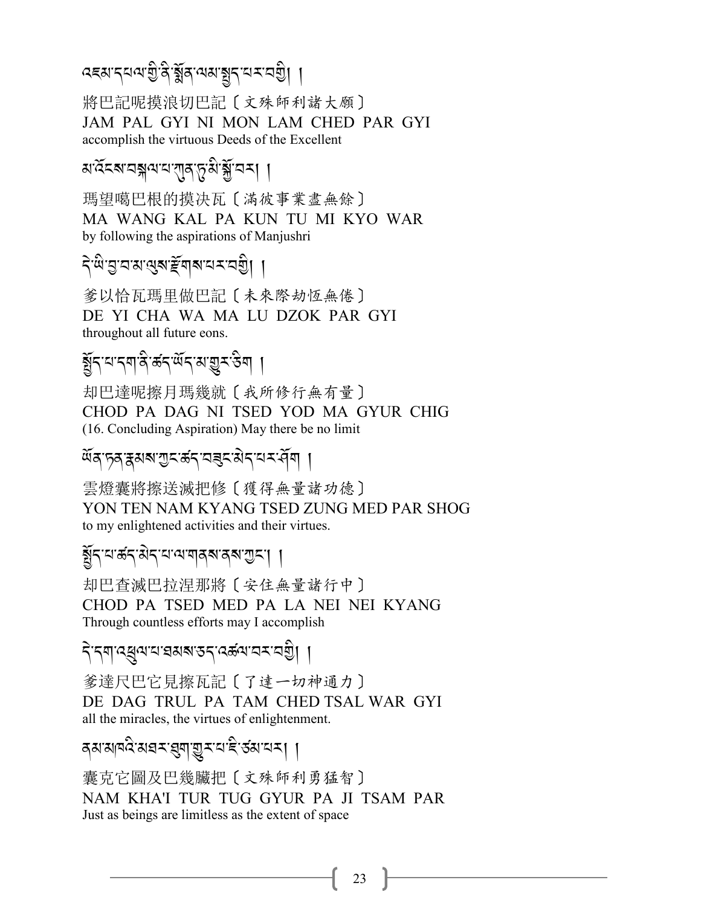འཇམ་དཔལ་གྱི་ནི་སྨོན་ལམ་སྤྱད་པར་བགྱི། །

將巴記呢摸浪切巴記〔文殊師利諸大願〕
JAM PAL GYI NI MON LAM CHED PAR GYI
accomplish the virtuous Deeds of the Excellent

མ་འོངས་བསྐལ་པ་ཀུན་ཏུ་མི་སྐྱོ་བར། །

瑪望噶巴根的摸决瓦〔滿彼事業盡無餘〕
MA WANG KAL PA KUN TU MI KYO WAR
by following the aspirations of Manjushri

དེ་ཡི་བྱ་བ་མ་ལུས་རྫོགས་པར་བགྱི། །

爹以恰瓦瑪里做巴記〔未來際劫恆無倦〕
DE YI CHA WA MA LU DZOK PAR GYI
throughout all future eons.

སྤྱོད་པ་དག་ནི་ཚད་ཡོད་མ་གྱུར་ཅིག །

却巴達呢擦月瑪幾就〔我所修行無有量〕
CHOD PA DAG NI TSED YOD MA GYUR CHIG
(16. Concluding Aspiration) May there be no limit

ཡོན་ཏན་རྣམས་ཀྱང་ཚད་བཟུང་མེད་པར་ཤོག །

雲燈囊將擦送滅把修〔獲得無量諸功德〕
YON TEN NAM KYANG TSED ZUNG MED PAR SHOG
to my enlightened activities and their virtues.

སྤྱོད་པ་ཚད་མེད་པ་ལ་གནས་ནས་ཀྱང་། །

却巴查滅巴拉涅那將〔安住無量諸行中〕
CHOD PA TSED MED PA LA NEI NEI KYANG
Through countless efforts may I accomplish

དེ་དག་འཕྲུལ་པ་ཐམས་ཅད་འཚལ་བར་བགྱི། །

爹達尺巴它見擦瓦記〔了達一切神通力〕
DE DAG TRUL PA TAM CHED TSAL WAR GYI
all the miracles, the virtues of enlightenment.

ནམ་མཁའི་མཐར་ཐུག་གྱུར་པ་ཇི་ཙམ་པར། །

囊克它圖及巴幾臧把〔文殊師利勇猛智〕
NAM KHA'I TUR TUG GYUR PA JI TSAM PAR
Just as beings are limitless as the extent of space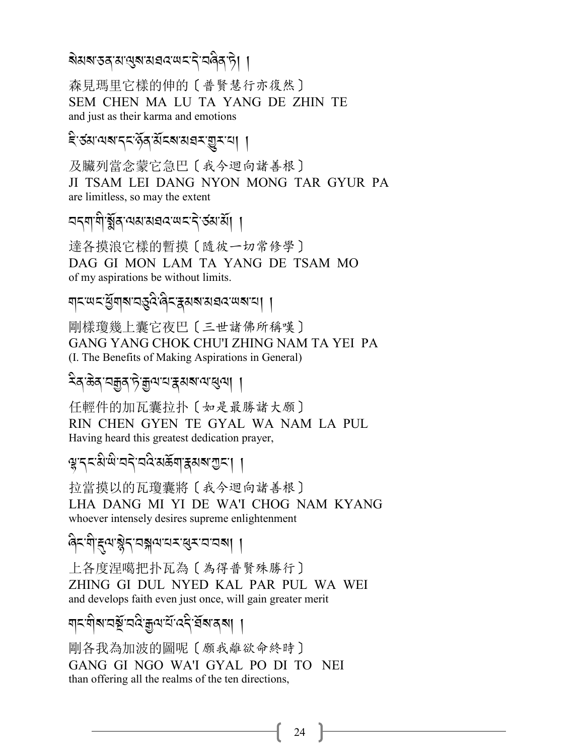སེམས་ཅན་མ་ལུས་མཐའ་ཡང་དེ་བཞིན་ཏེ། །

森見瑪里它樣的伸的〔普賢慧行亦復然〕
SEM CHEN MA LU TA YANG DE ZHIN TE
and just as their karma and emotions

ཇི་ཙམ་ལས་དང་ཉོན་མོངས་མཐར་གྱུར་པ། །

及臟列當念蒙它急巴〔我今迴向諸善根〕
JI TSAM LEI DANG NYON MONG TAR GYUR PA
are limitless, so may the extent

བདག་གི་སྨོན་ལམ་མཐའ་ཡང་དེ་ཙམ་མོ། །

達各摸浪它樣的暫摸〔隨彼一切常修學〕
DAG GI MON LAM TA YANG DE TSAM MO
of my aspirations be without limits.

གང་ཡང་ཕྱོགས་བཅུའི་ཞིང་རྣམས་མཐའ་ཡས་པ། །

剛樣瓊幾上囊它夜巴〔三世諸佛所稱嘆〕
GANG YANG CHOK CHU'I ZHING NAM TA YEI PA
(I. The Benefits of Making Aspirations in General)

རིན་ཆེན་བརྒྱན་ཏེ་རྒྱལ་བ་རྣམས་ལ་ཕུལ། །

任輕件的加瓦囊拉扑〔如是最勝諸大願〕
RIN CHEN GYEN TE GYAL WA NAM LA PUL
Having heard this greatest dedication prayer,

ལྷ་དང་མི་ཡི་བདེ་བའི་མཆོག་རྣམས་ཀྱང་། །

拉當摸以的瓦瓊囊將〔我今迴向諸善根〕
LHA DANG MI YI DE WA'I CHOG NAM KYANG
whoever intensely desires supreme enlightenment

ཞིང་གི་རྡུལ་སྙེད་བསྐལ་པར་ཕུལ་བ་བས། །

上各度涅噶把扑瓦為〔為得普賢殊勝行〕
ZHING GI DUL NYED KAL PAR PUL WA WEI
and develops faith even just once, will gain greater merit

གང་གིས་བསྔོ་བའི་རྒྱལ་པོ་འདི་ཐོས་ནས། །

剛各我為加波的圖呢〔願我離欲命終時〕
GANG GI NGO WA'I GYAL PO DI TO NEI
than offering all the realms of the ten directions,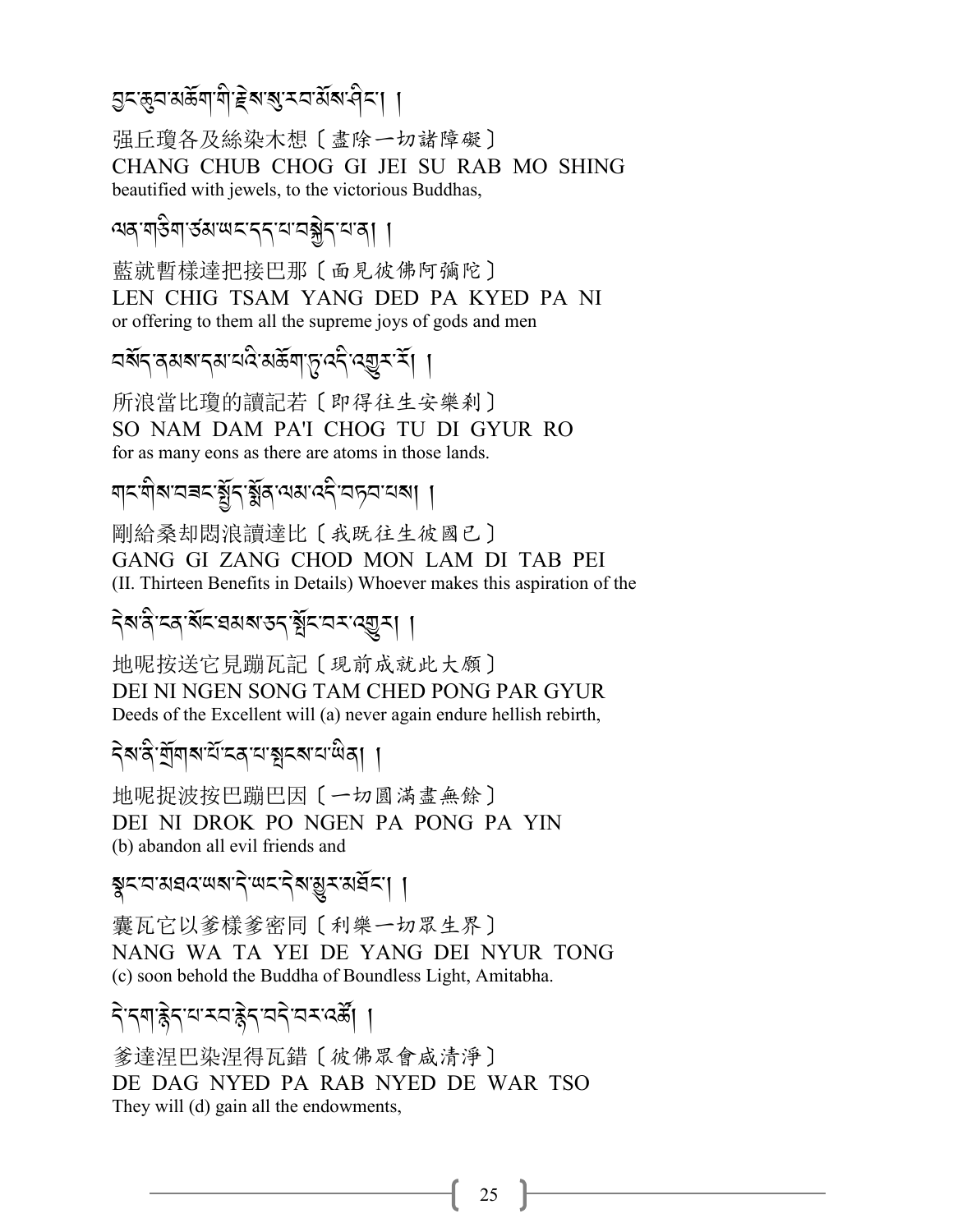བྱང་ཆུབ་མཆོག་གི་རྗེས་སུ་རབ་མོས་ཤིང་། །

强丘瓊各及絲染木想〔盡除一切諸障礙〕
CHANG CHUB CHOG GI JEI SU RAB MO SHING
beautified with jewels, to the victorious Buddhas,

ལན་གཅིག་ཙམ་ཡང་དད་པ་བསྐྱེད་པ་ནི། །

藍就暫樣達把接巴那〔面見彼佛阿彌陀〕
LEN CHIG TSAM YANG DED PA KYED PA NI
or offering to them all the supreme joys of gods and men

བསོད་ནམས་དམ་པའི་མཆོག་ཏུ་འདི་འགྱུར་རོ། །

所浪當比瓊的讀記若〔即得往生安樂剎〕
SO NAM DAM PA'I CHOG TU DI GYUR RO
for as many eons as there are atoms in those lands.

གང་གིས་བཟང་སྤྱོད་སྨོན་ལམ་འདི་བཏབ་པས། །

剛給桑却悶浪讀達比〔我既往生彼國已〕
GANG GI ZANG CHOD MON LAM DI TAB PEI
(II. Thirteen Benefits in Details) Whoever makes this aspiration of the

དེས་ནི་ངན་སོང་ཐམས་ཅད་སྤོང་བར་འགྱུར། །

地呢按送它見蹦瓦記〔現前成就此大願〕
DEI NI NGEN SONG TAM CHED PONG PAR GYUR
Deeds of the Excellent will (a) never again endure hellish rebirth,

དེས་ནི་གྲོགས་པོ་ངན་པ་སྤངས་པ་ཡིན། །

地呢捉波按巴蹦巴因〔一切圓滿盡無餘〕
DEI NI DROK PO NGEN PA PONG PA YIN
(b) abandon all evil friends and

སྣང་བ་མཐའ་ཡས་དེ་ཡང་དེས་མྱུར་མཐོང་། །

囊瓦它以爹樣爹密同〔利樂一切眾生界〕
NANG WA TA YEI DE YANG DEI NYUR TONG
(c) soon behold the Buddha of Boundless Light, Amitabha.

དེ་དག་རྙེད་པ་རབ་རྙེད་བདེ་བར་འཚོ། །

爹達涅巴染涅得瓦錯〔彼佛眾會咸清淨〕
DE DAG NYED PA RAB NYED DE WAR TSO
They will (d) gain all the endowments,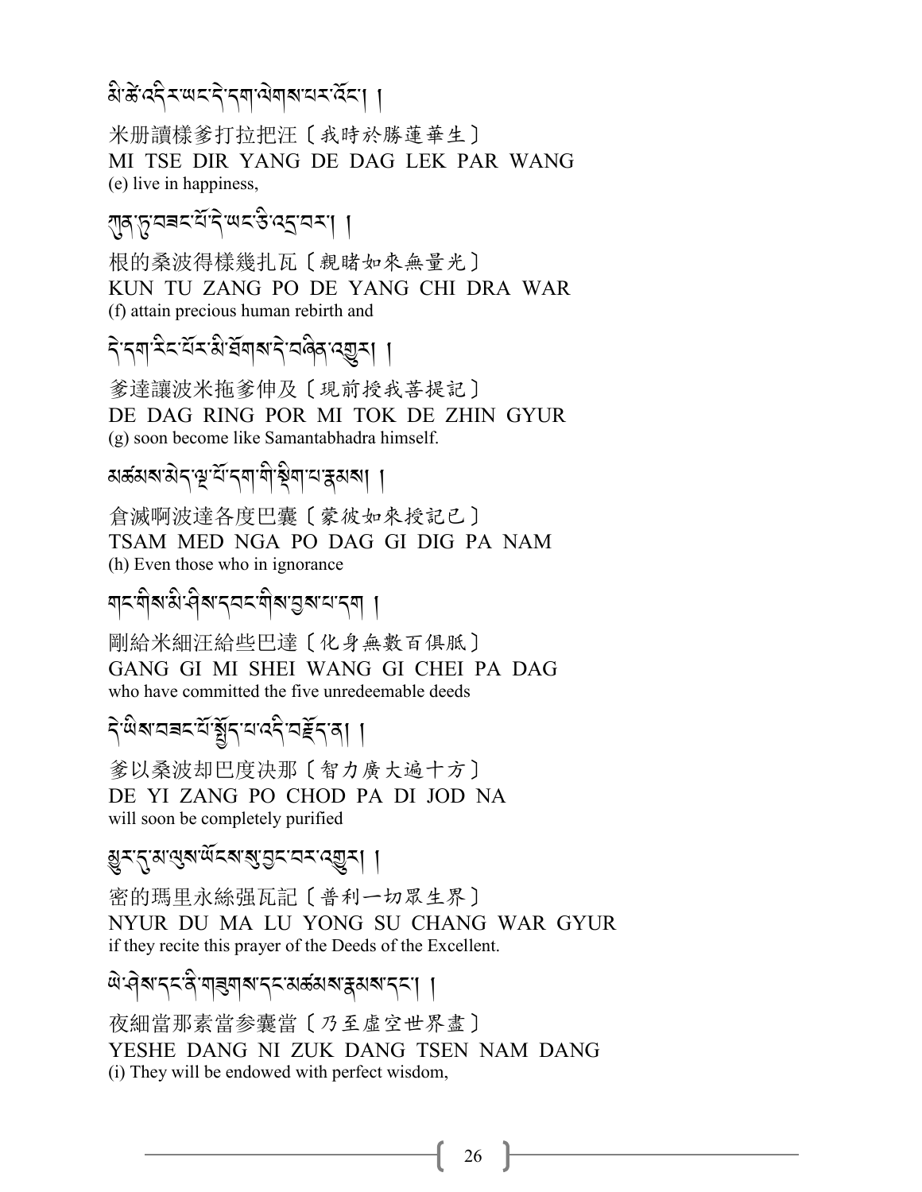མི་ཚེ་འདིར་ཡང་དེ་དག་ལེགས་པར་འོང་། །

米册讀樣爹打拉把汪〔我時於勝蓮華生〕
MI TSE DIR YANG DE DAG LEK PAR WANG
(e) live in happiness,

ཀུན་ཏུ་བཟང་པོ་དེ་ཡང་ཅི་འདྲ་བར། །

根的桑波得樣幾扎瓦〔親睹如來無量光〕
KUN TU ZANG PO DE YANG CHI DRA WAR
(f) attain precious human rebirth and

དེ་དག་རིང་པོར་མི་ཐོགས་དེ་བཞིན་འགྱུར། །

爹達讓波米拖爹伸及〔現前授我菩提記〕
DE DAG RING POR MI TOK DE ZHIN GYUR
(g) soon become like Samantabhadra himself.

མཚམས་མེད་ལྔ་པོ་དག་གི་སྡིག་པ་རྣམས། །

倉滅啊波達各度巴囊〔蒙彼如來授記已〕
TSAM MED NGA PO DAG GI DIG PA NAM
(h) Even those who in ignorance

གང་གིས་མི་ཤེས་དབང་གིས་བྱས་པ་དག །

剛給米細汪給些巴達〔化身無數百俱胝〕
GANG GI MI SHEI WANG GI CHEI PA DAG
who have committed the five unredeemable deeds

དེ་ཡིས་བཟང་པོ་སྤྱོད་པ་འདི་བརྗོད་ན། །

爹以桑波却巴度决那〔智力廣大遍十方〕
DE YI ZANG PO CHOD PA DI JOD NA
will soon be completely purified

མྱུར་དུ་མ་ལུས་ཡོངས་སུ་བྱང་བར་འགྱུར། །

密的瑪里永絲强瓦記〔普利一切眾生界〕
NYUR DU MA LU YONG SU CHANG WAR GYUR
if they recite this prayer of the Deeds of the Excellent.

ཡེ་ཤེས་དང་ནི་གཟུགས་དང་མཚམས་རྣམས་དང་། །

夜細當那素當參囊當〔乃至虛空世界盡〕
YESHE DANG NI ZUK DANG TSEN NAM DANG
(i) They will be endowed with perfect wisdom,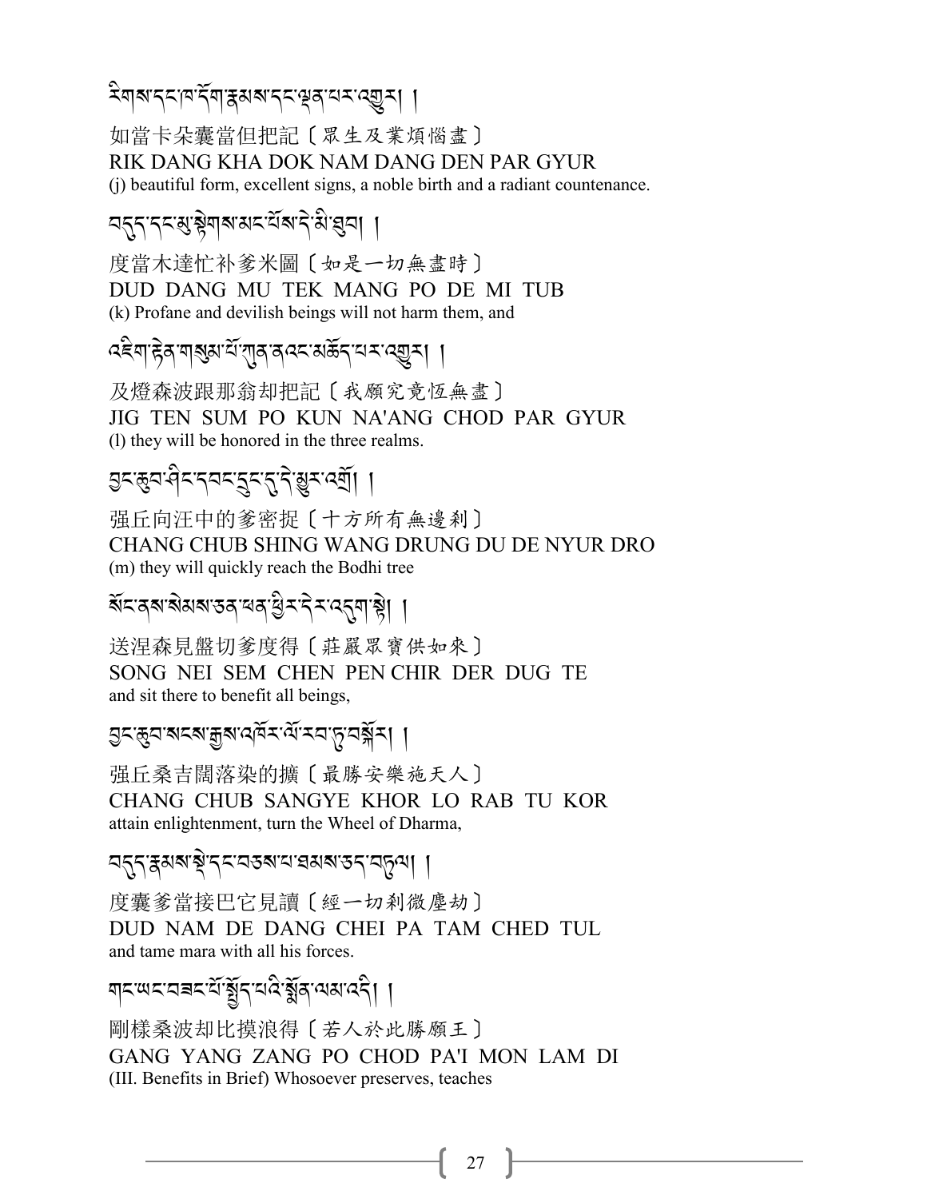རིགས་དང་ཁ་དོག་རྣམས་དང་ལྡན་པར་འགྱུར། །

如當卡朵囊當但把記〔眾生及業煩惱盡〕
RIK DANG KHA DOK NAM DANG DEN PAR GYUR
(j) beautiful form, excellent signs, a noble birth and a radiant countenance.

བདུད་དང་མུ་སྟེགས་མང་པོས་དེ་མི་ཐུབ། །

度當木達忙补爹米圖〔如是一切無盡時〕
DUD DANG MU TEK MANG PO DE MI TUB
(k) Profane and devilish beings will not harm them, and

འཇིག་རྟེན་གསུམ་པོ་ཀུན་ནའང་མཆོད་པར་འགྱུར། །

及燈森波跟那翁却把記〔我願究竟恆無盡〕
JIG TEN SUM PO KUN NA'ANG CHOD PAR GYUR
(l) they will be honored in the three realms.

བྱང་ཆུབ་ཤིང་དབང་དྲུང་དུ་དེ་མྱུར་འགྲོ། །

强丘向汪中的爹密捉〔十方所有無邊剎〕
CHANG CHUB SHING WANG DRUNG DU DE NYUR DRO
(m) they will quickly reach the Bodhi tree

སོང་ནས་སེམས་ཅན་ཕན་ཕྱིར་དེར་འདུག་སྟེ། །

送涅森見盤切爹度得〔莊嚴眾寶供如來〕
SONG NEI SEM CHEN PEN CHIR DER DUG TE
and sit there to benefit all beings,

བྱང་ཆུབ་སངས་རྒྱས་འཁོར་ལོ་རབ་ཏུ་བསྐོར། །

强丘桑吉闊落染的擴〔最勝安樂施天人〕
CHANG CHUB SANGYE KHOR LO RAB TU KOR
attain enlightenment, turn the Wheel of Dharma,

བདུད་རྣམས་སྡེ་དང་བཅས་པ་ཐམས་ཅད་བཏུལ། །

度囊爹當接巴它見讀〔經一切剎微塵劫〕
DUD NAM DE DANG CHEI PA TAM CHED TUL
and tame mara with all his forces.

གང་ཡང་བཟང་པོ་སྤྱོད་པའི་སྨོན་ལམ་འདི། །

剛樣桑波却比摸浪得〔若人於此勝願王〕
GANG YANG ZANG PO CHOD PA'I MON LAM DI
(III. Benefits in Brief) Whosoever preserves, teaches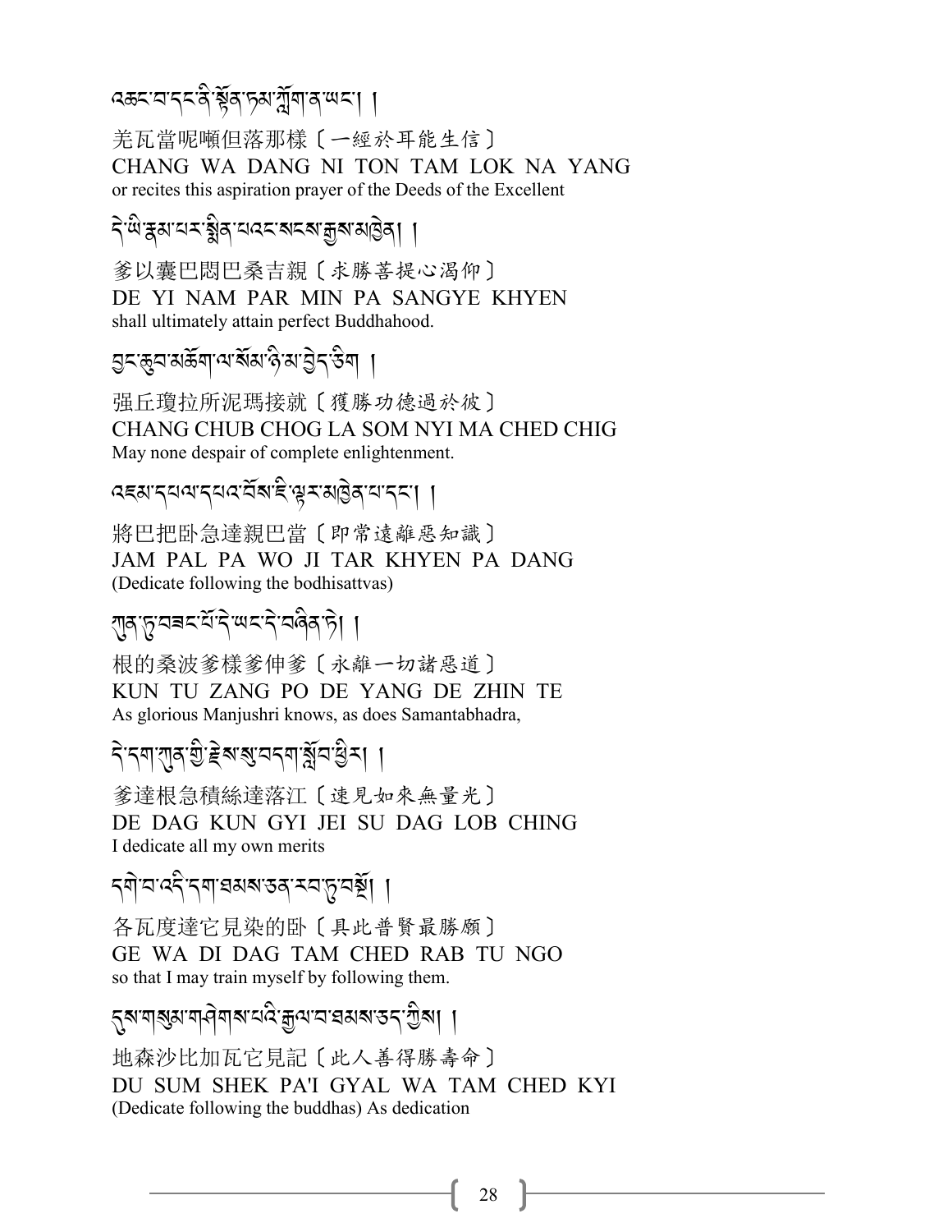འཆང་བ་དང་ནི་སྟོན་ཏམ་ཀློག་ན་ཡང་། །

羌瓦當呢頓但落那樣〔一經於耳能生信〕
CHANG WA DANG NI TON TAM LOK NA YANG
or recites this aspiration prayer of the Deeds of the Excellent

དེ་ཡི་རྣམ་པར་སྨིན་པའང་སངས་རྒྱས་མཁྱེན། །

爹以囊巴悶巴桑吉親〔求勝菩提心渴仰〕
DE YI NAM PAR MIN PA SANGYE KHYEN
shall ultimately attain perfect Buddhahood.

བྱང་ཆུབ་མཆོག་ལ་སོམ་ཉི་མ་བྱེད་ཅིག །

强丘瓊拉所泥瑪接就〔獲勝功德過於彼〕
CHANG CHUB CHOG LA SOM NYI MA CHED CHIG
May none despair of complete enlightenment.

འཇམ་དཔལ་དཔའ་བོས་ཇི་ལྟར་མཁྱེན་པ་དང་། །

將巴把卧急達親巴當〔即常遠離惡知識〕
JAM PAL PA WO JI TAR KHYEN PA DANG
(Dedicate following the bodhisattvas)

ཀུན་ཏུ་བཟང་པོ་དེ་ཡང་དེ་བཞིན་ཏེ། །

根的桑波爹樣爹伸爹〔永離一切諸惡道〕
KUN TU ZANG PO DE YANG DE ZHIN TE
As glorious Manjushri knows, as does Samantabhadra,

དེ་དག་ཀུན་གྱི་རྗེས་སུ་བདག་སློབ་ཕྱིར། །

爹達根急積絲達落江〔速見如來無量光〕
DE DAG KUN GYI JEI SU DAG LOB CHING
I dedicate all my own merits

དགེ་བ་འདི་དག་ཐམས་ཅད་རབ་ཏུ་བསྔོ། །

各瓦度達它見染的卧〔具此普賢最勝願〕
GE WA DI DAG TAM CHED RAB TU NGO
so that I may train myself by following them.

དུས་གསུམ་གཤེགས་པའི་རྒྱལ་བ་ཐམས་ཅད་ཀྱིས། །

地森沙比加瓦它見記〔此人善得勝壽命〕
DU SUM SHEK PA'I GYAL WA TAM CHED KYI
(Dedicate following the buddhas) As dedication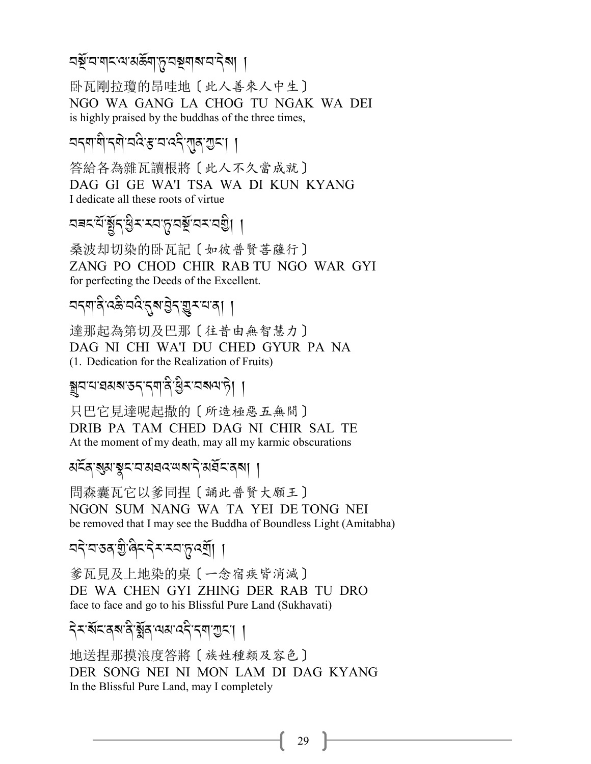བསྔོ་བ་གང་ལ་མཆོག་ཏུ་བསྔགས་པ་དེས། །

卧瓦剛拉瓊的昂哇地〔此人善來人中生〕
NGO WA GANG LA CHOG TU NGAK WA DEI
is highly praised by the buddhas of the three times,

བདག་གི་དགེ་བའི་རྩ་བ་འདི་ཀུན་ཀྱང་། །

答給各為雜瓦讀根將〔此人不久當成就〕
DAG GI GE WA'I TSA WA DI KUN KYANG
I dedicate all these roots of virtue

བཟང་པོ་སྤྱོད་ཕྱིར་རབ་ཏུ་བསྔོ་བར་བགྱི། །

桑波却切染的卧瓦記〔如彼普賢菩薩行〕
ZANG PO CHOD CHIR RAB TU NGO WAR GYI
for perfecting the Deeds of the Excellent.

བདག་ནི་འཆི་བའི་དུས་བྱེད་གྱུར་པ་ན། །

達那起為第切及巴那〔往昔由無智慧力〕
DAG NI CHI WA'I DU CHED GYUR PA NA
(1. Dedication for the Realization of Fruits)

སྒྲིབ་པ་ཐམས་ཅད་དག་ནི་ཕྱིར་བསལ་ཏེ། །

只巴它見達呢起撒的〔所造極惡五無間〕
DRIB PA TAM CHED DAG NI CHIR SAL TE
At the moment of my death, may all my karmic obscurations

མངོན་སུམ་སྣང་བ་མཐའ་ཡས་དེ་མཐོང་ནས། །

問森囊瓦它以爹同捏〔誦此普賢大願王〕
NGON SUM NANG WA TA YEI DE TONG NEI
be removed that I may see the Buddha of Boundless Light (Amitabha)

བདེ་བ་ཅན་གྱི་ཞིང་དེར་རབ་ཏུ་འགྲོ། །

爹瓦見及上地染的桌〔一念宿疾皆消滅〕
DE WA CHEN GYI ZHING DER RAB TU DRO
face to face and go to his Blissful Pure Land (Sukhavati)

དེར་སོང་ནས་ནི་སྨོན་ལམ་འདི་དག་ཀྱང་། །

地送捏那摸浪度答將〔族姓種類及容色〕
DER SONG NEI NI MON LAM DI DAG KYANG
In the Blissful Pure Land, may I completely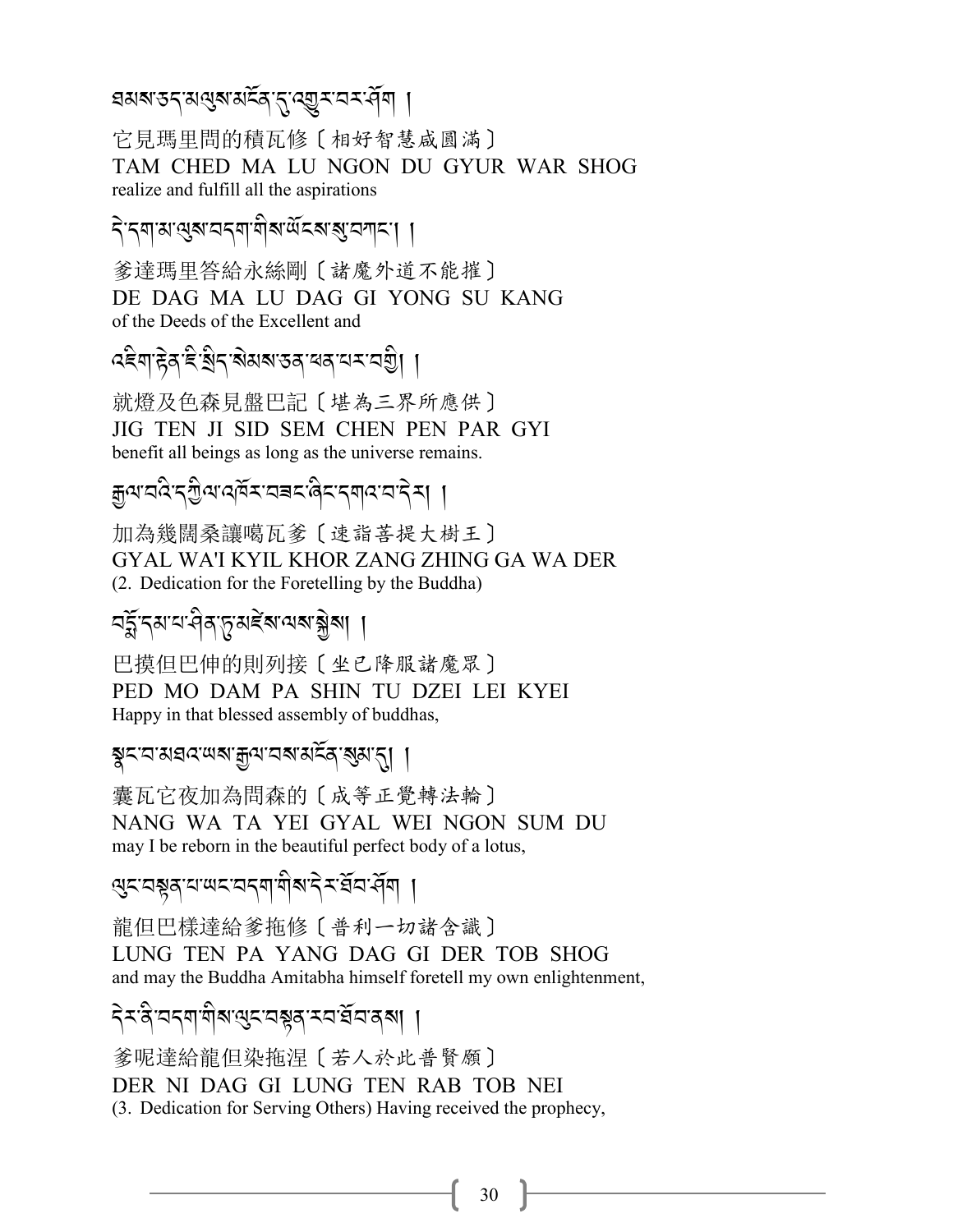ཐམས་ཅད་མ་ལུས་མངོན་དུ་འགྱུར་བར་ཤོག །

它見瑪里問的積瓦修〔相好智慧咸圓滿〕
TAM CHED MA LU NGON DU GYUR WAR SHOG
realize and fulfill all the aspirations

དེ་དག་མ་ལུས་བདག་གིས་ཡོངས་སུ་བཀང་། །

爹達瑪里答給永絲剛〔諸魔外道不能摧〕
DE DAG MA LU DAG GI YONG SU KANG
of the Deeds of the Excellent and

འཇིག་རྟེན་ཇི་སྲིད་སེམས་ཅན་ཕན་པར་བགྱི། །

就燈及色森見盤巴記〔堪為三界所應供〕
JIG TEN JI SID SEM CHEN PEN PAR GYI
benefit all beings as long as the universe remains.

རྒྱལ་བའི་དཀྱིལ་འཁོར་བཟང་ཞིང་དགའ་བ་དེར། །

加為幾闊桑讓噶瓦爹〔速詣菩提大樹王〕
GYAL WA'I KYIL KHOR ZANG ZHING GA WA DER
(2. Dedication for the Foretelling by the Buddha)

པདྨོ་དམ་པ་ཤིན་ཏུ་མཛེས་ལས་སྐྱེས། །

巴摸但巴伸的則列接〔坐已降服諸魔眾〕
PED MO DAM PA SHIN TU DZEI LEI KYEI
Happy in that blessed assembly of buddhas,

སྣང་བ་མཐའ་ཡས་རྒྱལ་བས་མངོན་སུམ་དུ། །

囊瓦它夜加為問森的〔成等正覺轉法輪〕
NANG WA TA YEI GYAL WEI NGON SUM DU
may I be reborn in the beautiful perfect body of a lotus,

ལུང་བསྟན་པ་ཡང་བདག་གིས་དེར་ཐོབ་ཤོག །

龍但巴樣達給爹拖修〔普利一切諸含識〕
LUNG TEN PA YANG DAG GI DER TOB SHOG
and may the Buddha Amitabha himself foretell my own enlightenment,

དེར་ནི་བདག་གིས་ལུང་བསྟན་རབ་ཐོབ་ནས། །

爹呢達給龍但染拖涅〔若人於此普賢願〕
DER NI DAG GI LUNG TEN RAB TOB NEI
(3. Dedication for Serving Others) Having received the prophecy,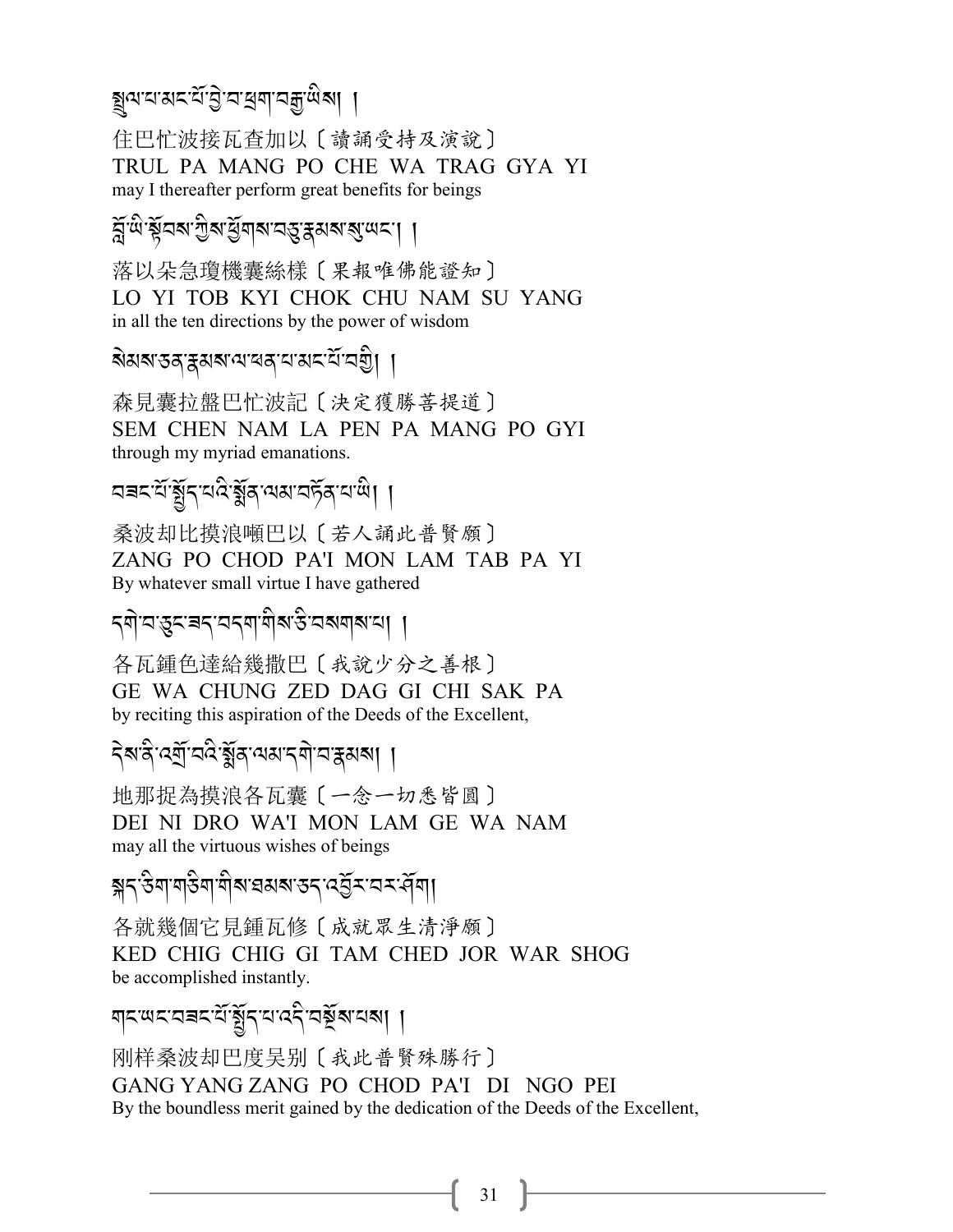སྤྲུལ་པ་མང་པོ་ཡི་བ་ཕྲག་བརྒྱ་ཡིས། །

住巴忙波接瓦查加以〔讀誦受持及演說〕
TRUL PA MANG PO CHE WA TRAG GYA YI
may I thereafter perform great benefits for beings

བློ་ཡི་སྟོབས་ཀྱིས་ཕྱོགས་བཅུ་རྣམས་སུ་ཡང་། །

落以朵急瓊機囊絲樣〔果報唯佛能證知〕
LO YI TOB KYI CHOK CHU NAM SU YANG
in all the ten directions by the power of wisdom

སེམས་ཅན་རྣམས་ལ་ཕན་པ་མང་པོ་བགྱི། །

森見囊拉盤巴忙波記〔決定獲勝菩提道〕
SEM CHEN NAM LA PEN PA MANG PO GYI
through my myriad emanations.

བཟང་པོ་སྤྱོད་པའི་སྨོན་ལམ་བཏོན་པ་ཡི། །

桑波却比摸浪噸巴以〔若人誦此普賢願〕
ZANG PO CHOD PA'I MON LAM TAB PA YI
By whatever small virtue I have gathered

དགེ་བ་ཆུང་ཟད་བདག་གིས་ཅི་བསགས་པ། །

各瓦鍾色達給幾撒巴〔我說少分之善根〕
GE WA CHUNG ZED DAG GI CHI SAK PA
by reciting this aspiration of the Deeds of the Excellent,

དེས་ནི་འགྲོ་བའི་སྨོན་ལམ་དགེ་བ་རྣམས། །

地那捉為摸浪各瓦囊〔一念一切悉皆圓〕
DEI NI DRO WA'I MON LAM GE WA NAM
may all the virtuous wishes of beings

སྐད་ཅིག་གཅིག་གིས་ཐམས་ཅད་འབྱོར་བར་ཤོག།

各就幾個它見鍾瓦修〔成就眾生清淨願〕
KED CHIG CHIG GI TAM CHED JOR WAR SHOG
be accomplished instantly.

གང་ཡང་བཟང་པོ་སྤྱོད་པ་འདི་བསྔོས་པས། །

刚梓桑波却巴度吳別〔我此普賢殊勝行〕
GANG YANG ZANG PO CHOD PA'I DI NGO PEI
By the boundless merit gained by the dedication of the Deeds of the Excellent,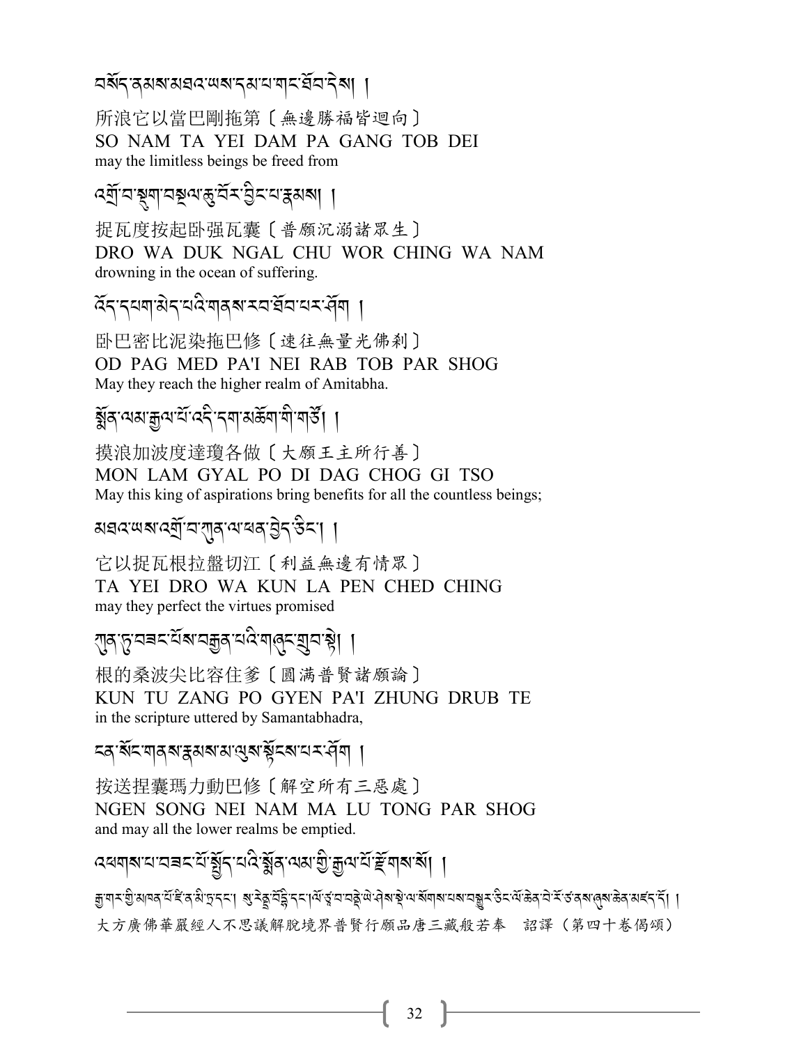བསོད་ནམས་མཐའ་ཡས་དམ་པ་གང་ཐོབ་དེས། །

所浪它以當巴剛拖第〔無邊勝福皆迴向〕
SO NAM TA YEI DAM PA GANG TOB DEI
may the limitless beings be freed from

འགྲོ་བ་སྡུག་བསྔལ་ཆུ་བོར་བྱིང་བ་རྣམས། །

捉瓦度按起臥强瓦囊〔普願沉溺諸眾生〕
DRO WA DUK NGAL CHU WOR CHING WA NAM
drowning in the ocean of suffering.

འོད་དཔག་མེད་པའི་གནས་རབ་ཐོབ་པར་ཤོག །

臥巴密比泥染拖巴修〔速往無量光佛刹〕
OD PAG MED PA'I NEI RAB TOB PAR SHOG
May they reach the higher realm of Amitabha.

སྨོན་ལམ་རྒྱལ་པོ་འདི་དག་མཆོག་གི་གཙོ། །

摸浪加波度達瓊各做〔大願王主所行善〕
MON LAM GYAL PO DI DAG CHOG GI TSO
May this king of aspirations bring benefits for all the countless beings;

མཐའ་ཡས་འགྲོ་བ་ཀུན་ལ་ཕན་བྱེད་ཅིང་། །

它以捉瓦根拉盤切江〔利益無邊有情眾〕
TA YEI DRO WA KUN LA PEN CHED CHING
may they perfect the virtues promised

ཀུན་ཏུ་བཟང་པོས་བརྒྱན་པའི་གཞུང་གྲུབ་སྟེ། །

根的桑波尖比容住爹〔圓滿普賢諸願論〕
KUN TU ZANG PO GYEN PA'I ZHUNG DRUB TE
in the scripture uttered by Samantabhadra,

ངན་སོང་གནས་རྣམས་མ་ལུས་སྟོངས་པར་ཤོག །

按送揑囊瑪力動巴修〔解空所有三惡處〕
NGEN SONG NEI NAM MA LU TONG PAR SHOG
and may all the lower realms be emptied.

འཕགས་པ་བཟང་པོ་སྤྱོད་པའི་སྨོན་ལམ་གྱི་རྒྱལ་པོ་རྫོགས་སོ། །

རྒྱ་གར་གྱི་མཁན་པོ་ཛི་ན་མི་ཏྲ་དང་། སུ་རེནྡྲ་བོདྷི་དང་།ལོ་ཙཱ་བ་བནྡེ་ཡེ་ཤེས་སྡེ་ལ་སོགས་པས་བསྒྱུར་ཅིང་ལོ་ཆེན་པོ་རི་ཙ་ནས་ཞུས་ཆེན་མཛད་དོ། །

大方廣佛華嚴經人不思議解脫境界普賢行願品唐三藏般若奉　詔譯（第四十卷偈頌）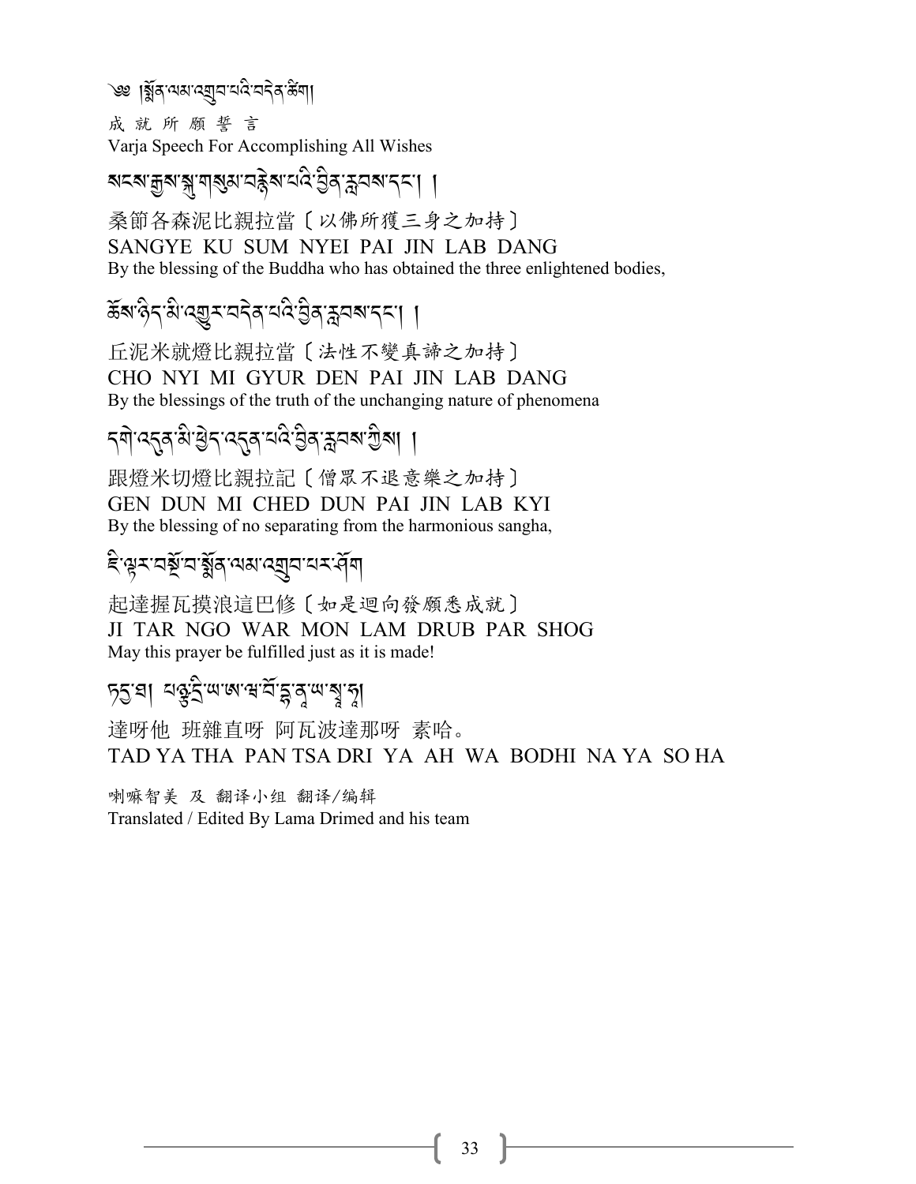༄༅། །སྨོན་ལམ་འགྲུབ་པའི་བདེན་ཚིག།

成 就 所 願 誓 言

Varja Speech For Accomplishing All Wishes

སངས་རྒྱས་སྐུ་གསུམ་བརྙེས་པའི་བྱིན་རླབས་དང་། །

桑節各森泥比親拉當〔以佛所獲三身之加持〕

SANGYE KU SUM NYEI PAI JIN LAB DANG

By the blessing of the Buddha who has obtained the three enlightened bodies,

ཆོས་ཉིད་མི་འགྱུར་བདེན་པའི་བྱིན་རླབས་དང་། །

丘泥米就燈比親拉當〔法性不變真諦之加持〕

CHO NYI MI GYUR DEN PAI JIN LAB DANG

By the blessings of the truth of the unchanging nature of phenomena

དགེ་འདུན་མི་ཕྱེད་འདུན་པའི་བྱིན་རླབས་ཀྱིས། །

跟燈米切燈比親拉記〔僧眾不退意樂之加持〕

GEN DUN MI CHED DUN PAI JIN LAB KYI

By the blessing of no separating from the harmonious sangha,

ཇི་ལྟར་བསྔོ་བ་སྨོན་ལམ་འགྲུབ་པར་ཤོག

起達握瓦摸浪這巴修〔如是迴向發願悉成就〕

JI TAR NGO WAR MON LAM DRUB PAR SHOG

May this prayer be fulfilled just as it is made!

ཏདྱ་ཐཱ། པཉྩ་དྲི་ཡ་ཨ་ཝ་བོ་དྷ་ན་ཡ་སྭཱ་ཧཱ།

達呀他 班雜直呀 阿瓦波達那呀 素哈。

TAD YA THA PAN TSA DRI YA AH WA BODHI NA YA SO HA

喇嘛智美 及 翻译小组 翻译/编辑

Translated / Edited By Lama Drimed and his team